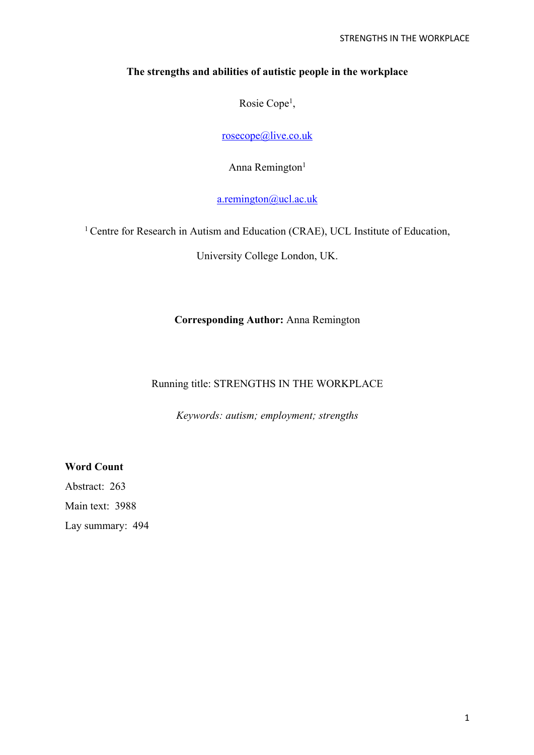# The strengths and abilities of autistic people in the workplace

Rosie Cope[1],

rosecope@live.co.uk

Anna Remington[1]

a.remington@ucl.ac.uk

[1] Centre for Research in Autism and Education (CRAE), UCL Institute of Education, University College London, UK.

**Corresponding Author:** Anna Remington

Running title: STRENGTHS IN THE WORKPLACE

*Keywords: autism; employment; strengths*

**Word Count**

Abstract: 263

Main text: 3988

Lay summary: 494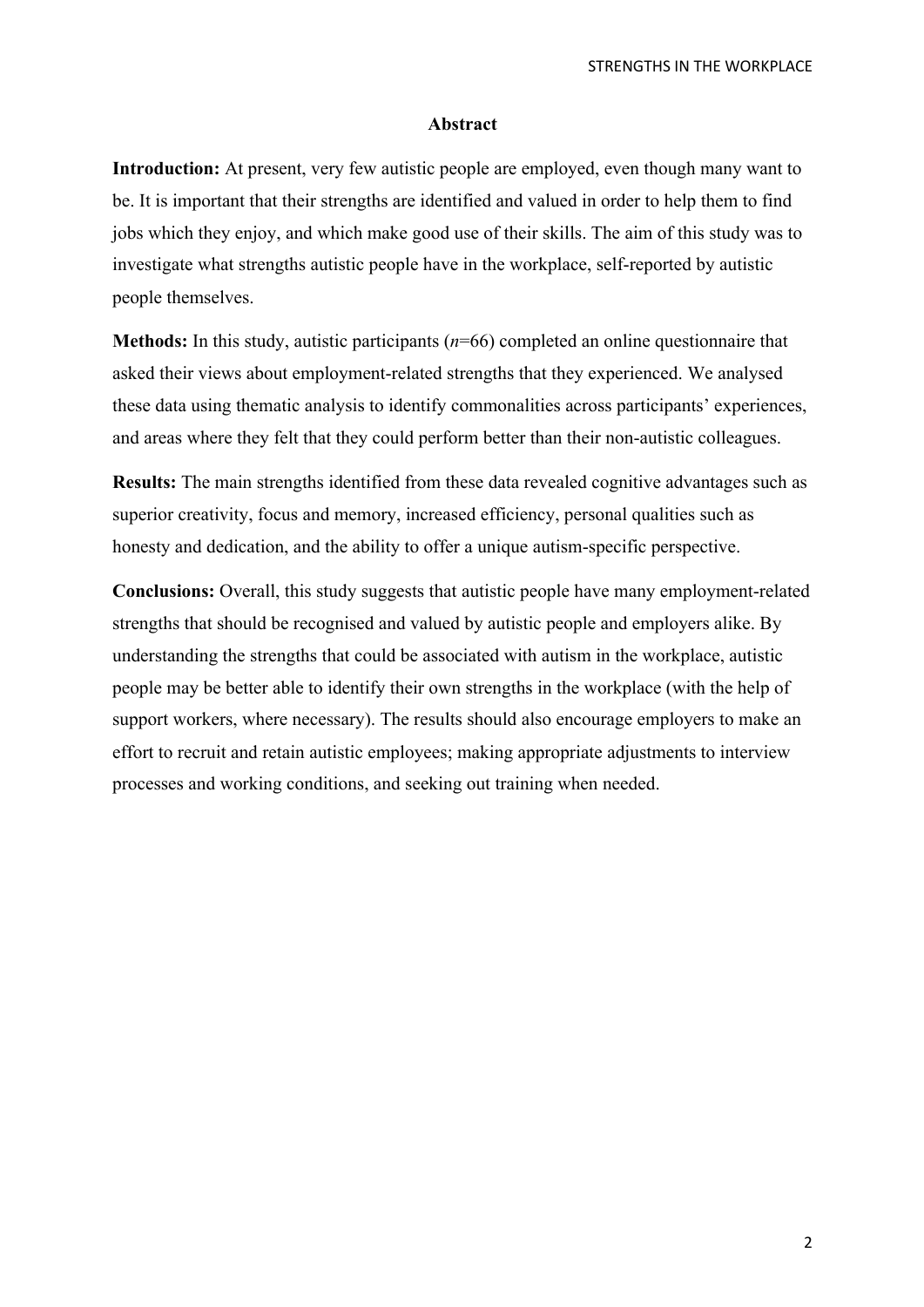## Abstract

**Introduction:** At present, very few autistic people are employed, even though many want to be. It is important that their strengths are identified and valued in order to help them to find jobs which they enjoy, and which make good use of their skills. The aim of this study was to investigate what strengths autistic people have in the workplace, self-reported by autistic people themselves.

**Methods:** In this study, autistic participants ($n$=66) completed an online questionnaire that asked their views about employment-related strengths that they experienced. We analysed these data using thematic analysis to identify commonalities across participants' experiences, and areas where they felt that they could perform better than their non-autistic colleagues.

**Results:** The main strengths identified from these data revealed cognitive advantages such as superior creativity, focus and memory, increased efficiency, personal qualities such as honesty and dedication, and the ability to offer a unique autism-specific perspective.

**Conclusions:** Overall, this study suggests that autistic people have many employment-related strengths that should be recognised and valued by autistic people and employers alike. By understanding the strengths that could be associated with autism in the workplace, autistic people may be better able to identify their own strengths in the workplace (with the help of support workers, where necessary). The results should also encourage employers to make an effort to recruit and retain autistic employees; making appropriate adjustments to interview processes and working conditions, and seeking out training when needed.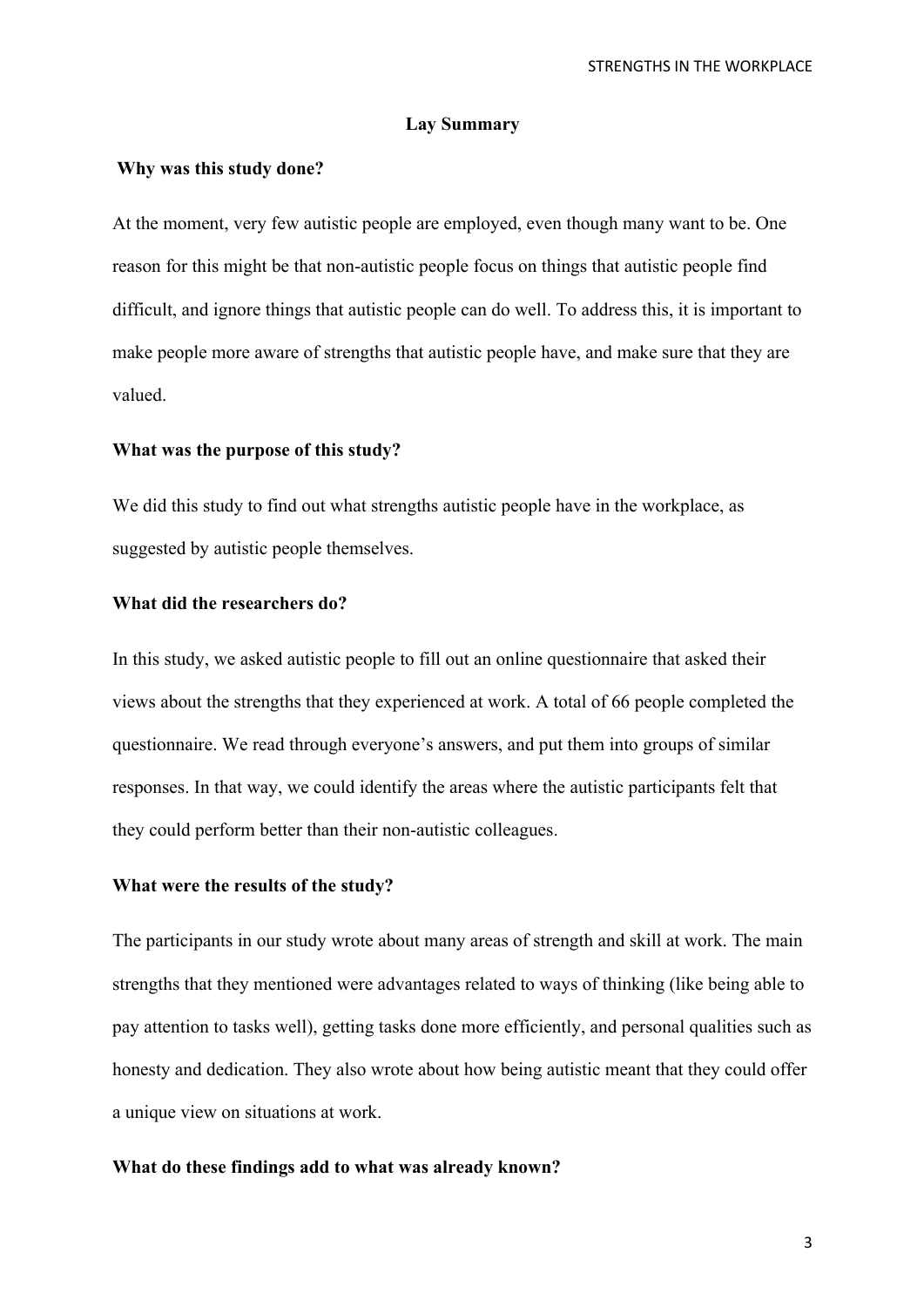## Lay Summary

### Why was this study done?

At the moment, very few autistic people are employed, even though many want to be. One reason for this might be that non-autistic people focus on things that autistic people find difficult, and ignore things that autistic people can do well. To address this, it is important to make people more aware of strengths that autistic people have, and make sure that they are valued.

### What was the purpose of this study?

We did this study to find out what strengths autistic people have in the workplace, as suggested by autistic people themselves.

### What did the researchers do?

In this study, we asked autistic people to fill out an online questionnaire that asked their views about the strengths that they experienced at work. A total of 66 people completed the questionnaire. We read through everyone's answers, and put them into groups of similar responses. In that way, we could identify the areas where the autistic participants felt that they could perform better than their non-autistic colleagues.

### What were the results of the study?

The participants in our study wrote about many areas of strength and skill at work. The main strengths that they mentioned were advantages related to ways of thinking (like being able to pay attention to tasks well), getting tasks done more efficiently, and personal qualities such as honesty and dedication. They also wrote about how being autistic meant that they could offer a unique view on situations at work.

### What do these findings add to what was already known?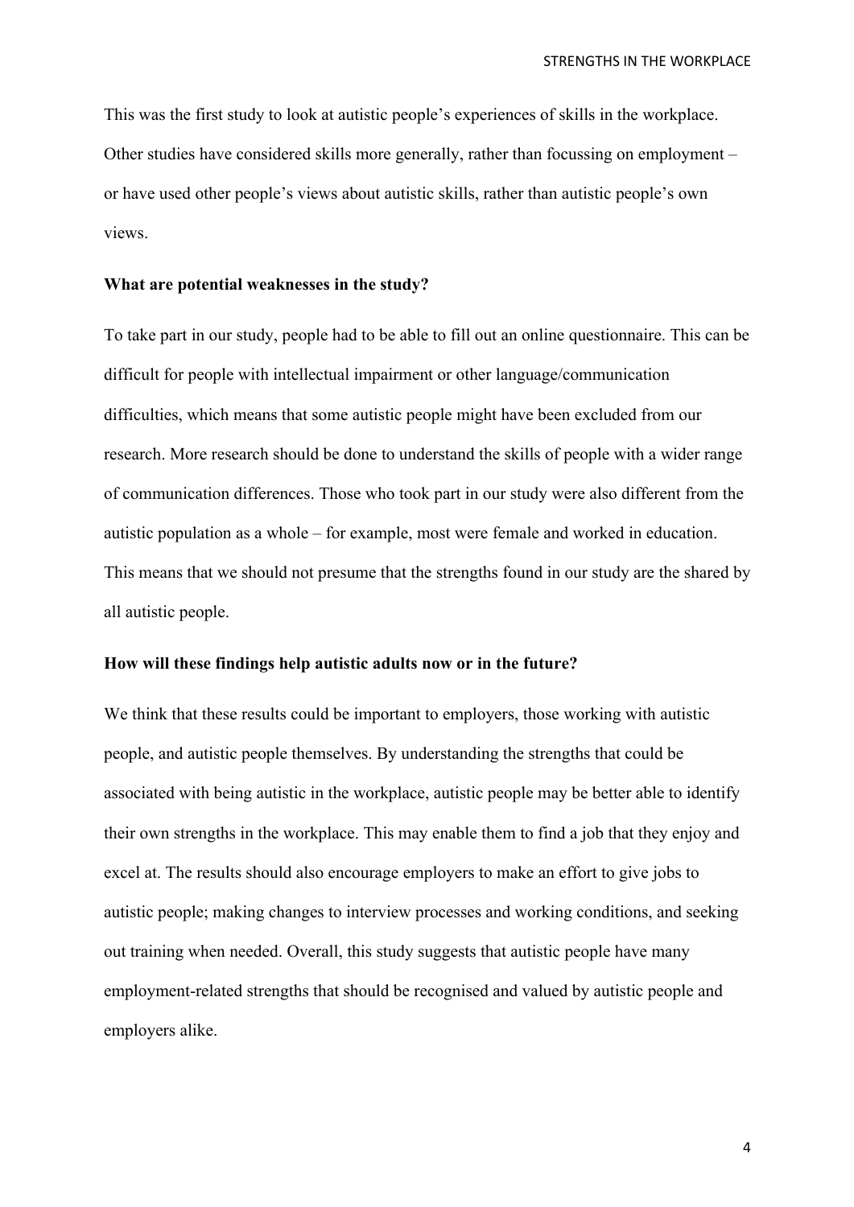This was the first study to look at autistic people's experiences of skills in the workplace. Other studies have considered skills more generally, rather than focussing on employment – or have used other people's views about autistic skills, rather than autistic people's own views.

**What are potential weaknesses in the study?**

To take part in our study, people had to be able to fill out an online questionnaire. This can be difficult for people with intellectual impairment or other language/communication difficulties, which means that some autistic people might have been excluded from our research. More research should be done to understand the skills of people with a wider range of communication differences. Those who took part in our study were also different from the autistic population as a whole – for example, most were female and worked in education. This means that we should not presume that the strengths found in our study are the shared by all autistic people.

**How will these findings help autistic adults now or in the future?**

We think that these results could be important to employers, those working with autistic people, and autistic people themselves. By understanding the strengths that could be associated with being autistic in the workplace, autistic people may be better able to identify their own strengths in the workplace. This may enable them to find a job that they enjoy and excel at. The results should also encourage employers to make an effort to give jobs to autistic people; making changes to interview processes and working conditions, and seeking out training when needed. Overall, this study suggests that autistic people have many employment-related strengths that should be recognised and valued by autistic people and employers alike.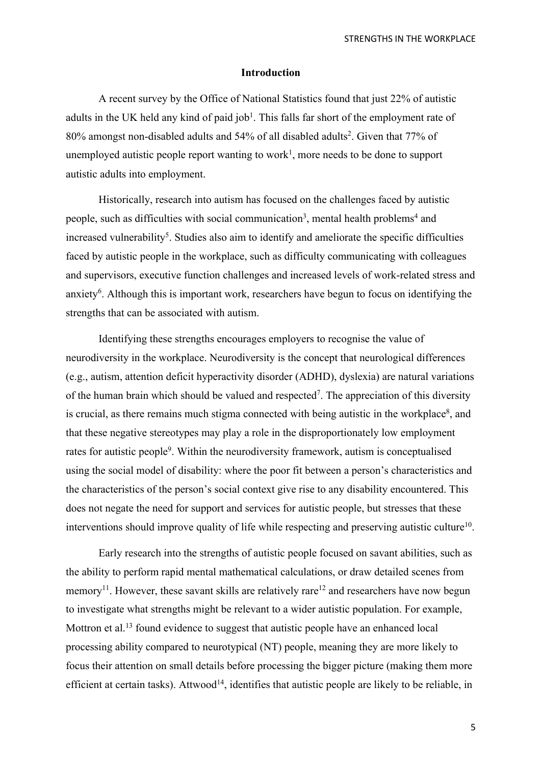## Introduction

A recent survey by the Office of National Statistics found that just 22% of autistic adults in the UK held any kind of paid job[1]. This falls far short of the employment rate of 80% amongst non-disabled adults and 54% of all disabled adults[2]. Given that 77% of unemployed autistic people report wanting to work[1], more needs to be done to support autistic adults into employment.

Historically, research into autism has focused on the challenges faced by autistic people, such as difficulties with social communication[3], mental health problems[4] and increased vulnerability[5]. Studies also aim to identify and ameliorate the specific difficulties faced by autistic people in the workplace, such as difficulty communicating with colleagues and supervisors, executive function challenges and increased levels of work-related stress and anxiety[6]. Although this is important work, researchers have begun to focus on identifying the strengths that can be associated with autism.

Identifying these strengths encourages employers to recognise the value of neurodiversity in the workplace. Neurodiversity is the concept that neurological differences (e.g., autism, attention deficit hyperactivity disorder (ADHD), dyslexia) are natural variations of the human brain which should be valued and respected[7]. The appreciation of this diversity is crucial, as there remains much stigma connected with being autistic in the workplace[8], and that these negative stereotypes may play a role in the disproportionately low employment rates for autistic people[9]. Within the neurodiversity framework, autism is conceptualised using the social model of disability: where the poor fit between a person's characteristics and the characteristics of the person's social context give rise to any disability encountered. This does not negate the need for support and services for autistic people, but stresses that these interventions should improve quality of life while respecting and preserving autistic culture[10].

Early research into the strengths of autistic people focused on savant abilities, such as the ability to perform rapid mental mathematical calculations, or draw detailed scenes from memory[11]. However, these savant skills are relatively rare[12] and researchers have now begun to investigate what strengths might be relevant to a wider autistic population. For example, Mottron et al.[13] found evidence to suggest that autistic people have an enhanced local processing ability compared to neurotypical (NT) people, meaning they are more likely to focus their attention on small details before processing the bigger picture (making them more efficient at certain tasks). Attwood[14], identifies that autistic people are likely to be reliable, in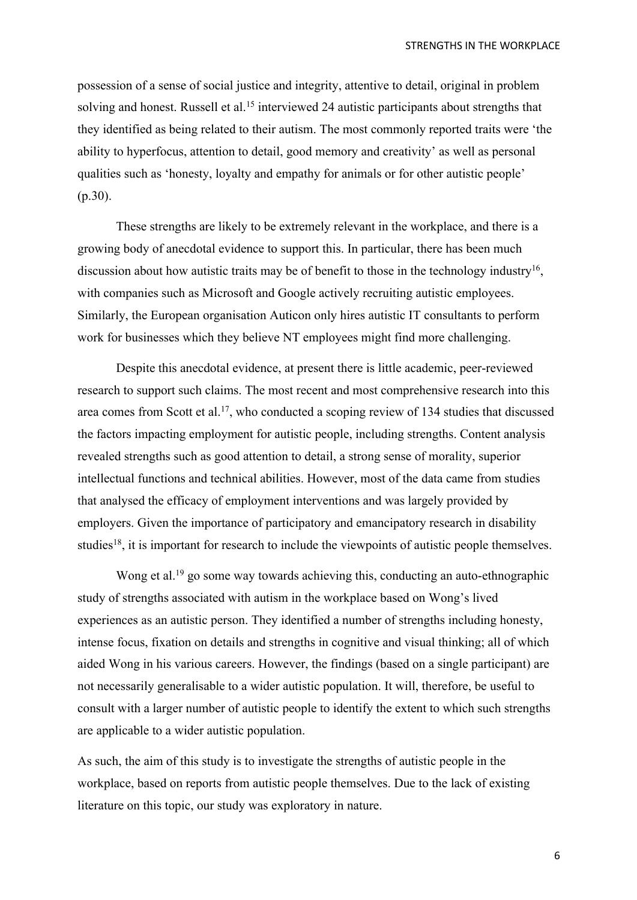possession of a sense of social justice and integrity, attentive to detail, original in problem solving and honest. Russell et al.[15] interviewed 24 autistic participants about strengths that they identified as being related to their autism. The most commonly reported traits were 'the ability to hyperfocus, attention to detail, good memory and creativity' as well as personal qualities such as 'honesty, loyalty and empathy for animals or for other autistic people' (p.30).

These strengths are likely to be extremely relevant in the workplace, and there is a growing body of anecdotal evidence to support this. In particular, there has been much discussion about how autistic traits may be of benefit to those in the technology industry[16], with companies such as Microsoft and Google actively recruiting autistic employees. Similarly, the European organisation Auticon only hires autistic IT consultants to perform work for businesses which they believe NT employees might find more challenging.

Despite this anecdotal evidence, at present there is little academic, peer-reviewed research to support such claims. The most recent and most comprehensive research into this area comes from Scott et al.[17], who conducted a scoping review of 134 studies that discussed the factors impacting employment for autistic people, including strengths. Content analysis revealed strengths such as good attention to detail, a strong sense of morality, superior intellectual functions and technical abilities. However, most of the data came from studies that analysed the efficacy of employment interventions and was largely provided by employers. Given the importance of participatory and emancipatory research in disability studies[18], it is important for research to include the viewpoints of autistic people themselves.

Wong et al.[19] go some way towards achieving this, conducting an auto-ethnographic study of strengths associated with autism in the workplace based on Wong's lived experiences as an autistic person. They identified a number of strengths including honesty, intense focus, fixation on details and strengths in cognitive and visual thinking; all of which aided Wong in his various careers. However, the findings (based on a single participant) are not necessarily generalisable to a wider autistic population. It will, therefore, be useful to consult with a larger number of autistic people to identify the extent to which such strengths are applicable to a wider autistic population.

As such, the aim of this study is to investigate the strengths of autistic people in the workplace, based on reports from autistic people themselves. Due to the lack of existing literature on this topic, our study was exploratory in nature.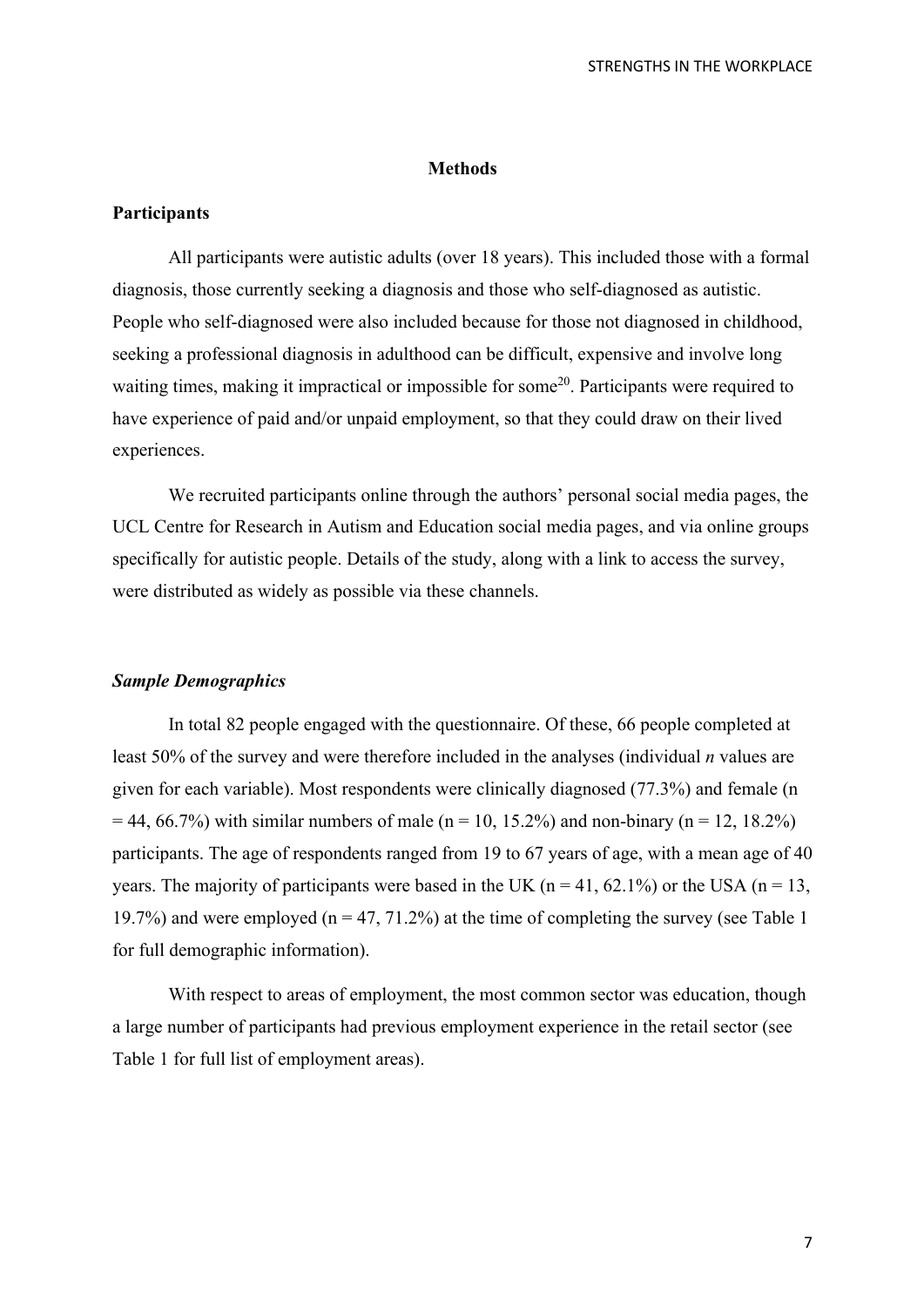## Methods

### Participants

All participants were autistic adults (over 18 years). This included those with a formal diagnosis, those currently seeking a diagnosis and those who self-diagnosed as autistic. People who self-diagnosed were also included because for those not diagnosed in childhood, seeking a professional diagnosis in adulthood can be difficult, expensive and involve long waiting times, making it impractical or impossible for some[20]. Participants were required to have experience of paid and/or unpaid employment, so that they could draw on their lived experiences.

We recruited participants online through the authors' personal social media pages, the UCL Centre for Research in Autism and Education social media pages, and via online groups specifically for autistic people. Details of the study, along with a link to access the survey, were distributed as widely as possible via these channels.

#### *Sample Demographics*

In total 82 people engaged with the questionnaire. Of these, 66 people completed at least 50% of the survey and were therefore included in the analyses (individual *n* values are given for each variable). Most respondents were clinically diagnosed (77.3%) and female (n = 44, 66.7%) with similar numbers of male (n = 10, 15.2%) and non-binary (n = 12, 18.2%) participants. The age of respondents ranged from 19 to 67 years of age, with a mean age of 40 years. The majority of participants were based in the UK (n = 41, 62.1%) or the USA (n = 13, 19.7%) and were employed (n = 47, 71.2%) at the time of completing the survey (see Table 1 for full demographic information).

With respect to areas of employment, the most common sector was education, though a large number of participants had previous employment experience in the retail sector (see Table 1 for full list of employment areas).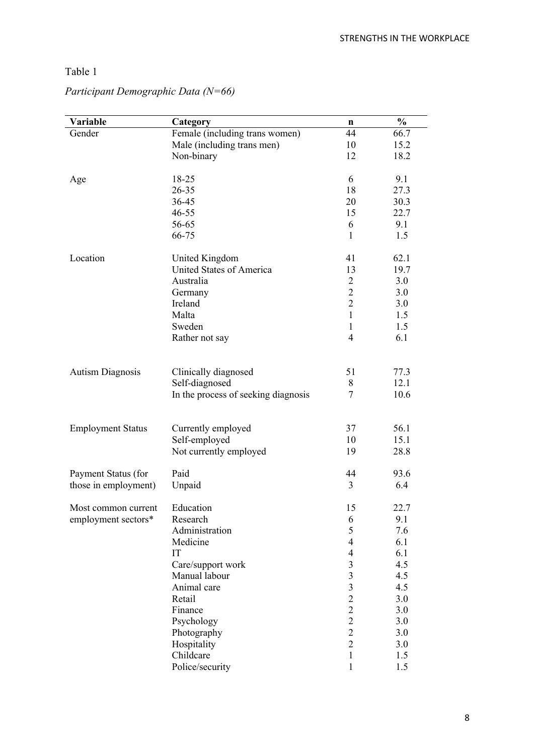Table 1

*Participant Demographic Data (N=66)*

| **Variable** | **Category** | **n** | **%** |
|---|---|---|---|
| Gender | Female (including trans women) | 44 | 66.7 |
| | Male (including trans men) | 10 | 15.2 |
| | Non-binary | 12 | 18.2 |
| Age | 18-25 | 6 | 9.1 |
| | 26-35 | 18 | 27.3 |
| | 36-45 | 20 | 30.3 |
| | 46-55 | 15 | 22.7 |
| | 56-65 | 6 | 9.1 |
| | 66-75 | 1 | 1.5 |
| Location | United Kingdom | 41 | 62.1 |
| | United States of America | 13 | 19.7 |
| | Australia | 2 | 3.0 |
| | Germany | 2 | 3.0 |
| | Ireland | 2 | 3.0 |
| | Malta | 1 | 1.5 |
| | Sweden | 1 | 1.5 |
| | Rather not say | 4 | 6.1 |
| Autism Diagnosis | Clinically diagnosed | 51 | 77.3 |
| | Self-diagnosed | 8 | 12.1 |
| | In the process of seeking diagnosis | 7 | 10.6 |
| Employment Status | Currently employed | 37 | 56.1 |
| | Self-employed | 10 | 15.1 |
| | Not currently employed | 19 | 28.8 |
| Payment Status (for those in employment) | Paid | 44 | 93.6 |
| | Unpaid | 3 | 6.4 |
| Most common current employment sectors* | Education | 15 | 22.7 |
| | Research | 6 | 9.1 |
| | Administration | 5 | 7.6 |
| | Medicine | 4 | 6.1 |
| | IT | 4 | 6.1 |
| | Care/support work | 3 | 4.5 |
| | Manual labour | 3 | 4.5 |
| | Animal care | 3 | 4.5 |
| | Retail | 2 | 3.0 |
| | Finance | 2 | 3.0 |
| | Psychology | 2 | 3.0 |
| | Photography | 2 | 3.0 |
| | Hospitality | 2 | 3.0 |
| | Childcare | 1 | 1.5 |
| | Police/security | 1 | 1.5 |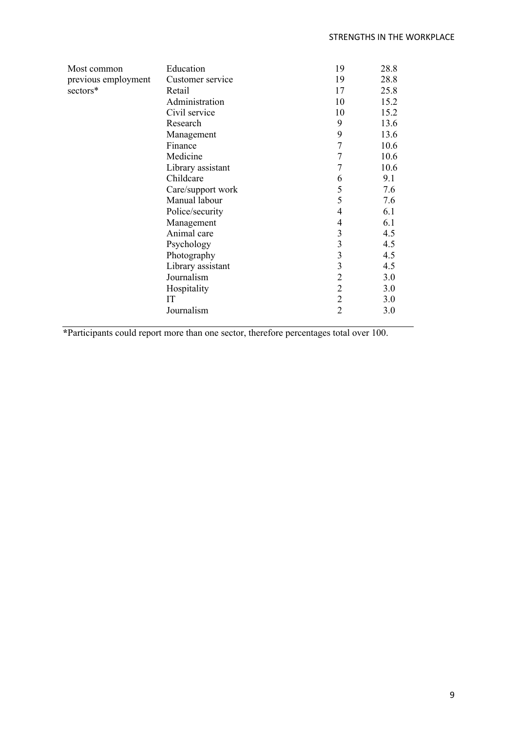| | | | |
|---|---|---|---|
| Most common previous employment sectors* | Education | 19 | 28.8 |
| | Customer service | 19 | 28.8 |
| | Retail | 17 | 25.8 |
| | Administration | 10 | 15.2 |
| | Civil service | 10 | 15.2 |
| | Research | 9 | 13.6 |
| | Management | 9 | 13.6 |
| | Finance | 7 | 10.6 |
| | Medicine | 7 | 10.6 |
| | Library assistant | 7 | 10.6 |
| | Childcare | 6 | 9.1 |
| | Care/support work | 5 | 7.6 |
| | Manual labour | 5 | 7.6 |
| | Police/security | 4 | 6.1 |
| | Management | 4 | 6.1 |
| | Animal care | 3 | 4.5 |
| | Psychology | 3 | 4.5 |
| | Photography | 3 | 4.5 |
| | Library assistant | 3 | 4.5 |
| | Journalism | 2 | 3.0 |
| | Hospitality | 2 | 3.0 |
| | IT | 2 | 3.0 |
| | Journalism | 2 | 3.0 |

*Participants could report more than one sector, therefore percentages total over 100.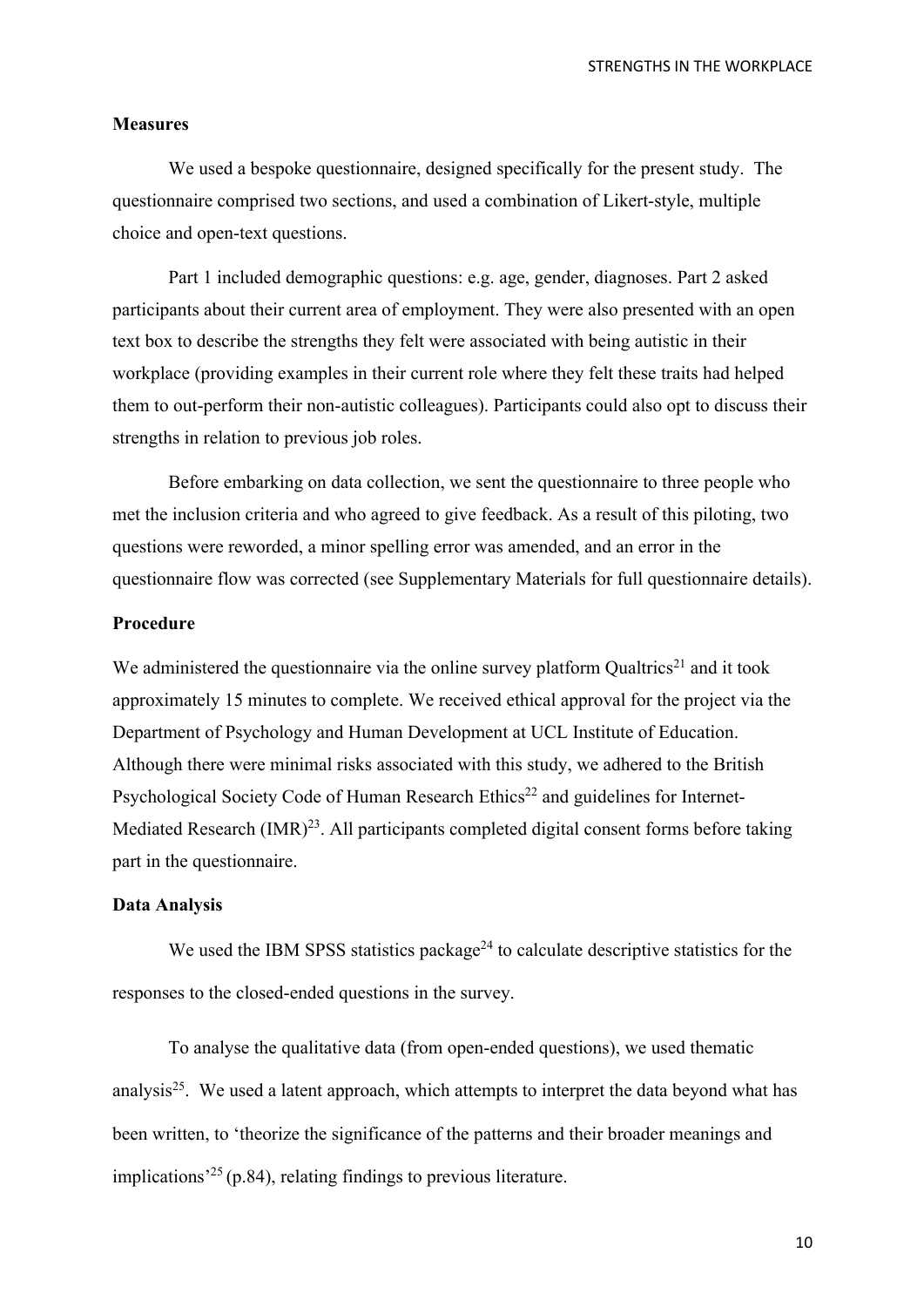## Measures

We used a bespoke questionnaire, designed specifically for the present study. The questionnaire comprised two sections, and used a combination of Likert-style, multiple choice and open-text questions.

Part 1 included demographic questions: e.g. age, gender, diagnoses. Part 2 asked participants about their current area of employment. They were also presented with an open text box to describe the strengths they felt were associated with being autistic in their workplace (providing examples in their current role where they felt these traits had helped them to out-perform their non-autistic colleagues). Participants could also opt to discuss their strengths in relation to previous job roles.

Before embarking on data collection, we sent the questionnaire to three people who met the inclusion criteria and who agreed to give feedback. As a result of this piloting, two questions were reworded, a minor spelling error was amended, and an error in the questionnaire flow was corrected (see Supplementary Materials for full questionnaire details).

## Procedure

We administered the questionnaire via the online survey platform Qualtrics[21] and it took approximately 15 minutes to complete. We received ethical approval for the project via the Department of Psychology and Human Development at UCL Institute of Education. Although there were minimal risks associated with this study, we adhered to the British Psychological Society Code of Human Research Ethics[22] and guidelines for Internet-Mediated Research (IMR)[23]. All participants completed digital consent forms before taking part in the questionnaire.

## Data Analysis

We used the IBM SPSS statistics package[24] to calculate descriptive statistics for the responses to the closed-ended questions in the survey.

To analyse the qualitative data (from open-ended questions), we used thematic analysis[25]. We used a latent approach, which attempts to interpret the data beyond what has been written, to 'theorize the significance of the patterns and their broader meanings and implications'[25] (p.84), relating findings to previous literature.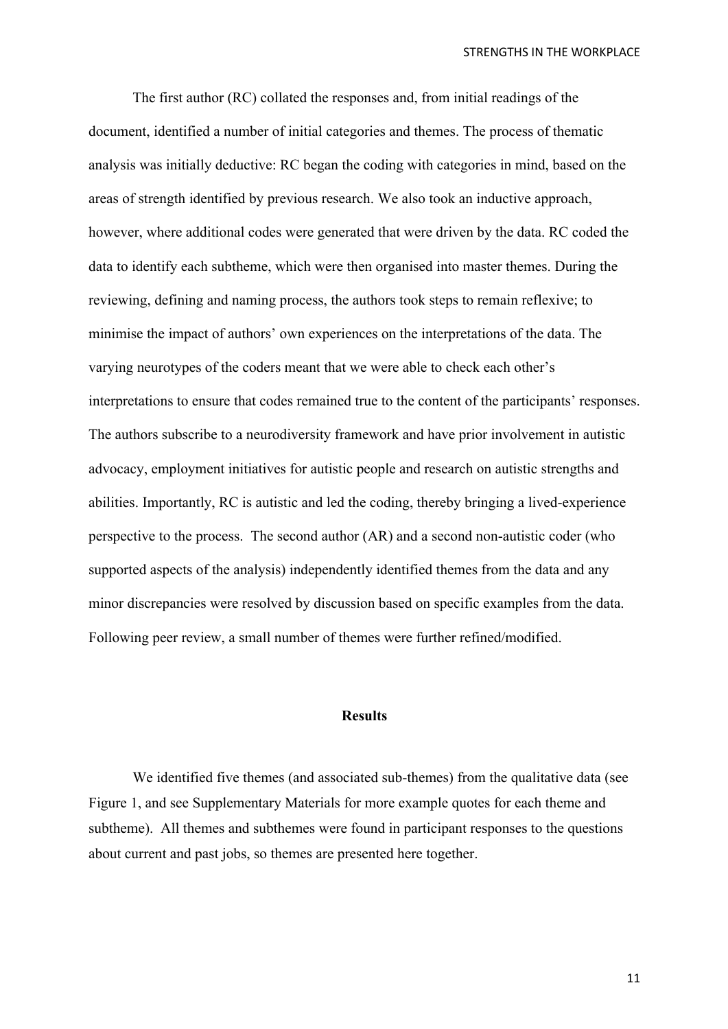The first author (RC) collated the responses and, from initial readings of the document, identified a number of initial categories and themes. The process of thematic analysis was initially deductive: RC began the coding with categories in mind, based on the areas of strength identified by previous research. We also took an inductive approach, however, where additional codes were generated that were driven by the data. RC coded the data to identify each subtheme, which were then organised into master themes. During the reviewing, defining and naming process, the authors took steps to remain reflexive; to minimise the impact of authors' own experiences on the interpretations of the data. The varying neurotypes of the coders meant that we were able to check each other's interpretations to ensure that codes remained true to the content of the participants' responses. The authors subscribe to a neurodiversity framework and have prior involvement in autistic advocacy, employment initiatives for autistic people and research on autistic strengths and abilities. Importantly, RC is autistic and led the coding, thereby bringing a lived-experience perspective to the process. The second author (AR) and a second non-autistic coder (who supported aspects of the analysis) independently identified themes from the data and any minor discrepancies were resolved by discussion based on specific examples from the data. Following peer review, a small number of themes were further refined/modified.

## Results

We identified five themes (and associated sub-themes) from the qualitative data (see Figure 1, and see Supplementary Materials for more example quotes for each theme and subtheme). All themes and subthemes were found in participant responses to the questions about current and past jobs, so themes are presented here together.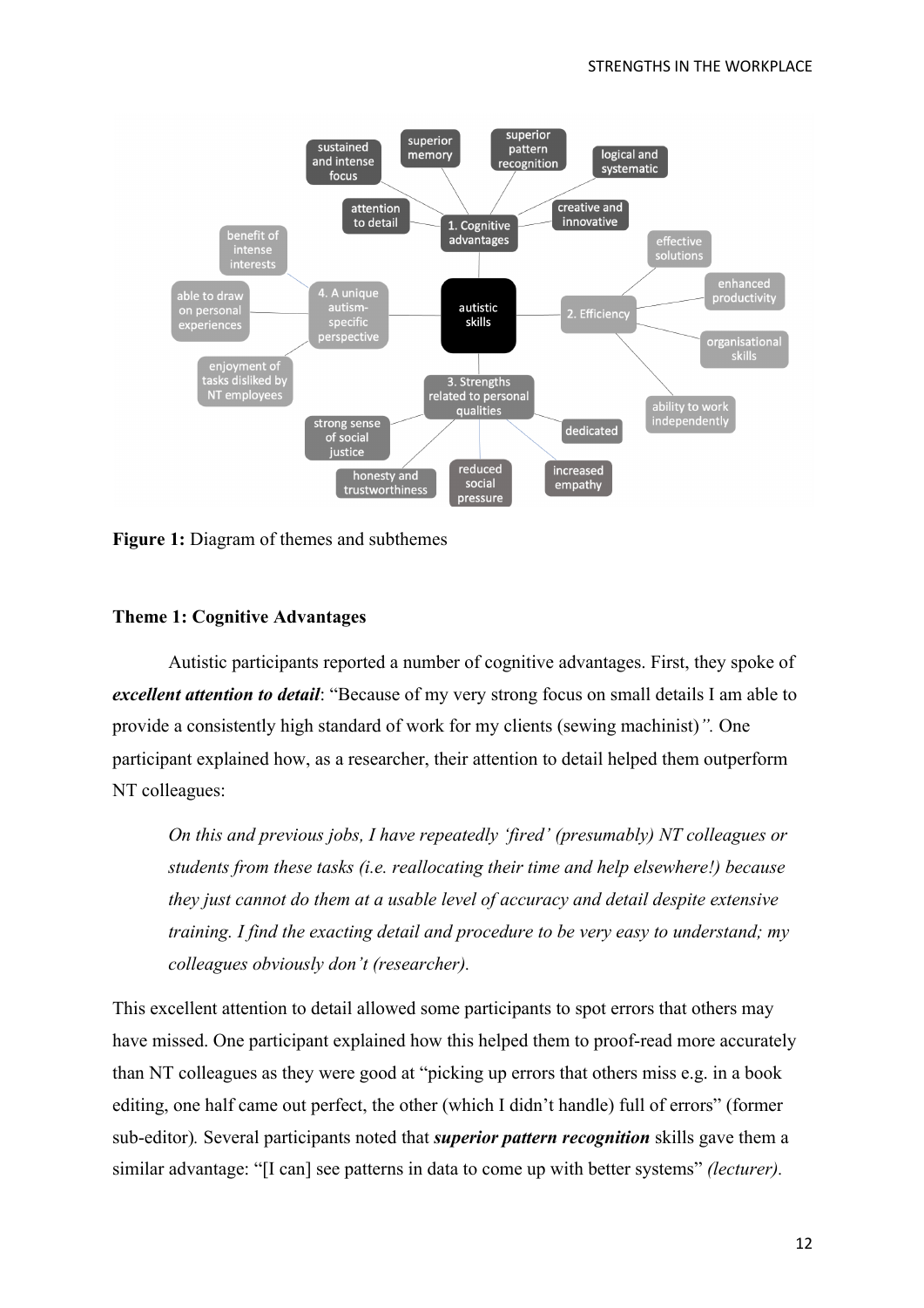autistic skills

1. Cognitive advantages
sustained and intense focus
superior memory
superior pattern recognition
logical and systematic
creative and innovative
attention to detail

2. Efficiency
effective solutions
enhanced productivity
organisational skills
ability to work independently

3. Strengths related to personal qualities
dedicated
increased empathy
reduced social pressure
honesty and trustworthiness
strong sense of social justice

4. A unique autism-specific perspective
benefit of intense interests
able to draw on personal experiences
enjoyment of tasks disliked by NT employees

**Figure 1:** Diagram of themes and subthemes

**Theme 1: Cognitive Advantages**

Autistic participants reported a number of cognitive advantages. First, they spoke of ***excellent attention to detail***: "Because of my very strong focus on small details I am able to provide a consistently high standard of work for my clients (sewing machinist)*".* One participant explained how, as a researcher, their attention to detail helped them outperform NT colleagues:

> *On this and previous jobs, I have repeatedly 'fired' (presumably) NT colleagues or students from these tasks (i.e. reallocating their time and help elsewhere!) because they just cannot do them at a usable level of accuracy and detail despite extensive training. I find the exacting detail and procedure to be very easy to understand; my colleagues obviously don't (researcher).*

This excellent attention to detail allowed some participants to spot errors that others may have missed. One participant explained how this helped them to proof-read more accurately than NT colleagues as they were good at "picking up errors that others miss e.g. in a book editing, one half came out perfect, the other (which I didn't handle) full of errors" (former sub-editor)*.* Several participants noted that ***superior pattern recognition*** skills gave them a similar advantage: "[I can] see patterns in data to come up with better systems" *(lecturer).*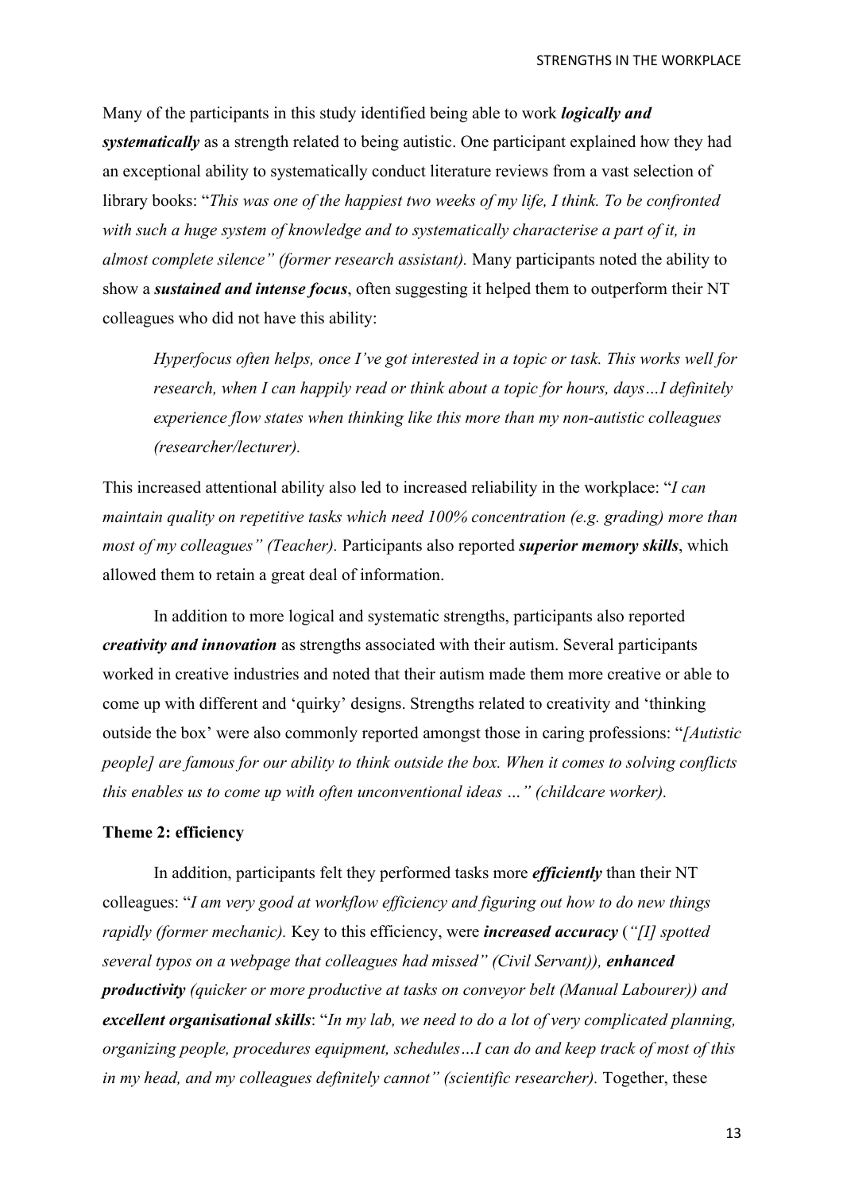Many of the participants in this study identified being able to work ***logically and systematically*** as a strength related to being autistic. One participant explained how they had an exceptional ability to systematically conduct literature reviews from a vast selection of library books: "*This was one of the happiest two weeks of my life, I think. To be confronted with such a huge system of knowledge and to systematically characterise a part of it, in almost complete silence" (former research assistant).* Many participants noted the ability to show a ***sustained and intense focus***, often suggesting it helped them to outperform their NT colleagues who did not have this ability:

> *Hyperfocus often helps, once I've got interested in a topic or task. This works well for research, when I can happily read or think about a topic for hours, days…I definitely experience flow states when thinking like this more than my non-autistic colleagues (researcher/lecturer).*

This increased attentional ability also led to increased reliability in the workplace: "*I can maintain quality on repetitive tasks which need 100% concentration (e.g. grading) more than most of my colleagues" (Teacher).* Participants also reported ***superior memory skills***, which allowed them to retain a great deal of information.

In addition to more logical and systematic strengths, participants also reported ***creativity and innovation*** as strengths associated with their autism. Several participants worked in creative industries and noted that their autism made them more creative or able to come up with different and 'quirky' designs. Strengths related to creativity and 'thinking outside the box' were also commonly reported amongst those in caring professions: "*[Autistic people] are famous for our ability to think outside the box. When it comes to solving conflicts this enables us to come up with often unconventional ideas …" (childcare worker).*

**Theme 2: efficiency**

In addition, participants felt they performed tasks more ***efficiently*** than their NT colleagues: "*I am very good at workflow efficiency and figuring out how to do new things rapidly (former mechanic).* Key to this efficiency, were ***increased accuracy*** (*"[I] spotted several typos on a webpage that colleagues had missed" (Civil Servant)),* ***enhanced productivity*** *(quicker or more productive at tasks on conveyor belt (Manual Labourer))* and ***excellent organisational skills***: "*In my lab, we need to do a lot of very complicated planning, organizing people, procedures equipment, schedules…I can do and keep track of most of this in my head, and my colleagues definitely cannot" (scientific researcher).* Together, these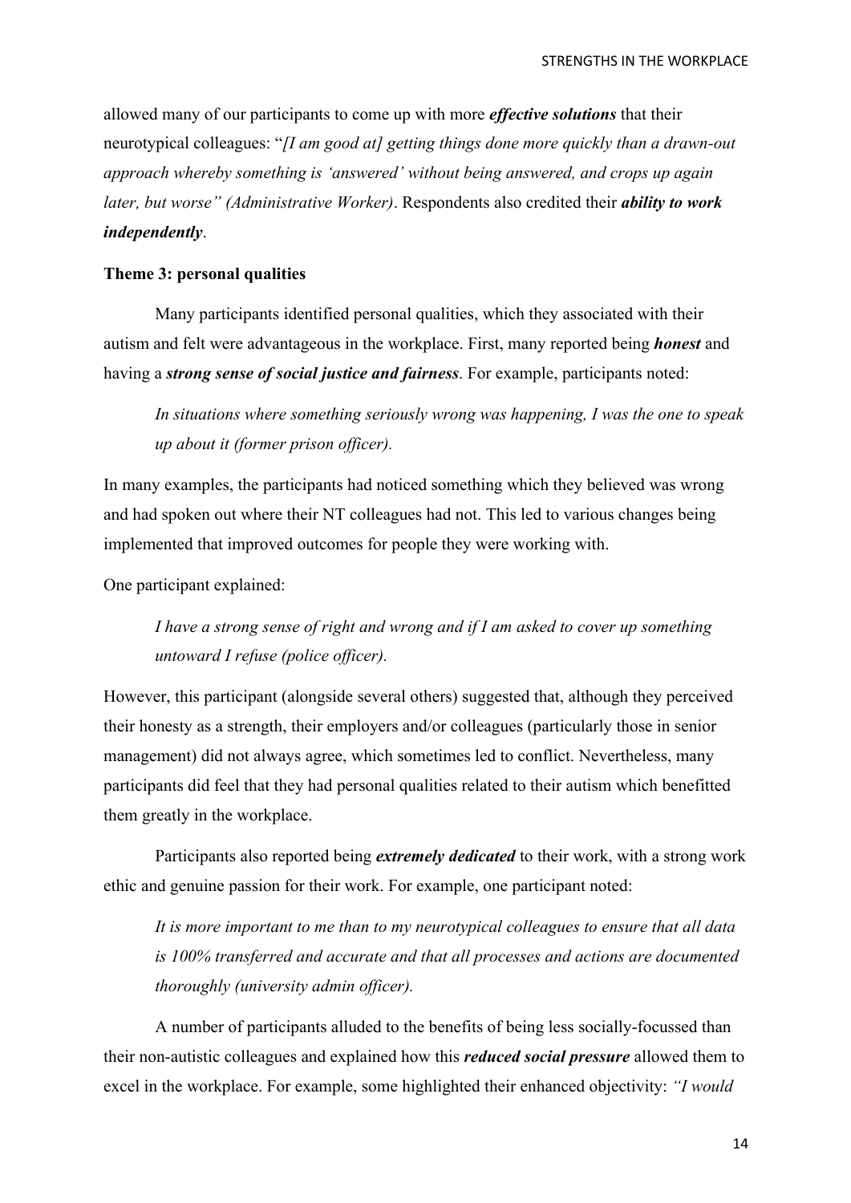allowed many of our participants to come up with more ***effective solutions*** that their neurotypical colleagues: "*[I am good at] getting things done more quickly than a drawn-out approach whereby something is 'answered' without being answered, and crops up again later, but worse" (Administrative Worker)*. Respondents also credited their ***ability to work independently***.

**Theme 3: personal qualities**

Many participants identified personal qualities, which they associated with their autism and felt were advantageous in the workplace. First, many reported being ***honest*** and having a ***strong sense of social justice and fairness***. For example, participants noted:

> *In situations where something seriously wrong was happening, I was the one to speak up about it (former prison officer).*

In many examples, the participants had noticed something which they believed was wrong and had spoken out where their NT colleagues had not. This led to various changes being implemented that improved outcomes for people they were working with.

One participant explained:

> *I have a strong sense of right and wrong and if I am asked to cover up something untoward I refuse (police officer).*

However, this participant (alongside several others) suggested that, although they perceived their honesty as a strength, their employers and/or colleagues (particularly those in senior management) did not always agree, which sometimes led to conflict. Nevertheless, many participants did feel that they had personal qualities related to their autism which benefitted them greatly in the workplace.

Participants also reported being ***extremely dedicated*** to their work, with a strong work ethic and genuine passion for their work. For example, one participant noted:

> *It is more important to me than to my neurotypical colleagues to ensure that all data is 100% transferred and accurate and that all processes and actions are documented thoroughly (university admin officer).*

A number of participants alluded to the benefits of being less socially-focussed than their non-autistic colleagues and explained how this ***reduced social pressure*** allowed them to excel in the workplace. For example, some highlighted their enhanced objectivity: *"I would*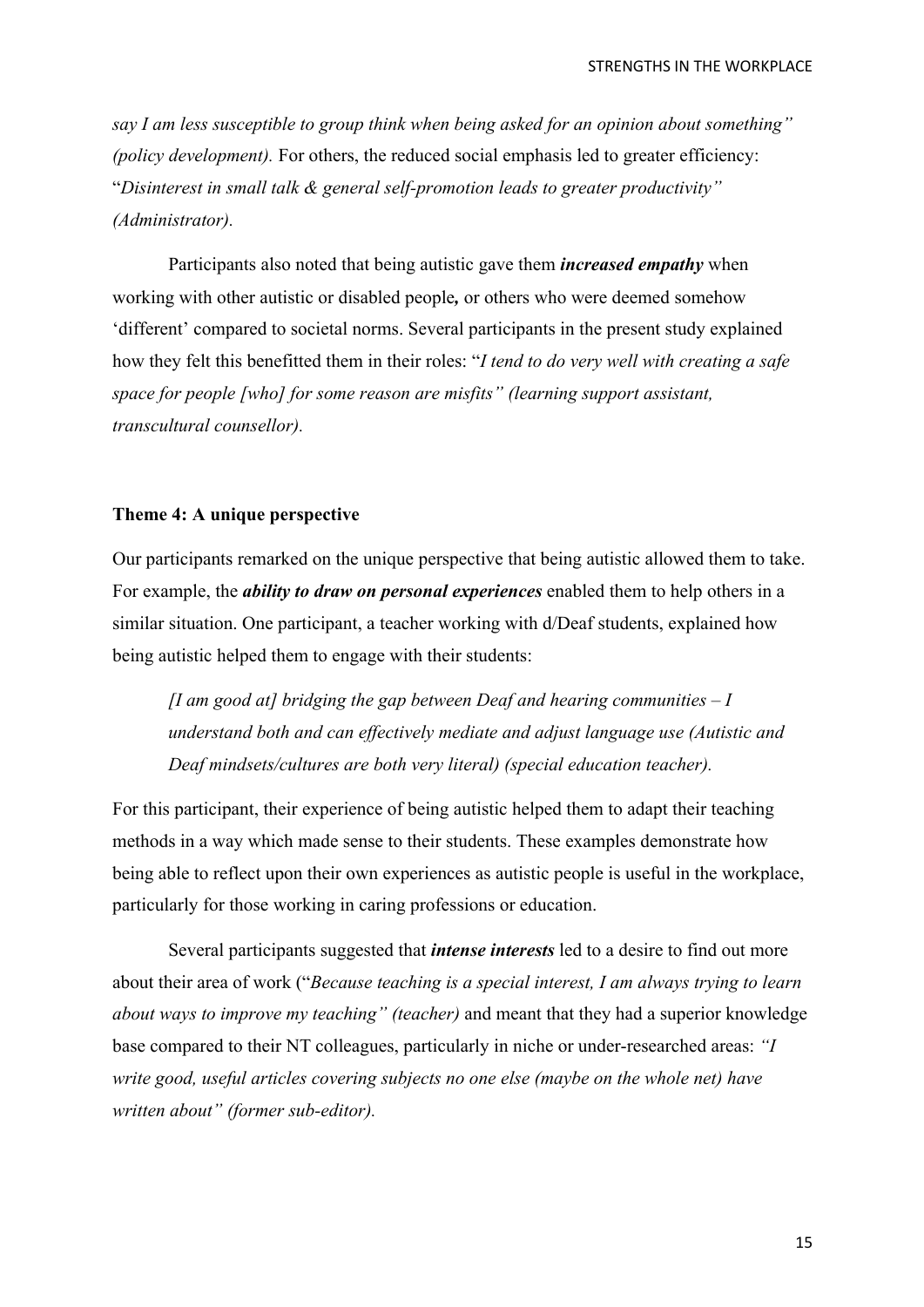*say I am less susceptible to group think when being asked for an opinion about something" (policy development).* For others, the reduced social emphasis led to greater efficiency: "*Disinterest in small talk & general self-promotion leads to greater productivity" (Administrator).*

Participants also noted that being autistic gave them ***increased empathy*** when working with other autistic or disabled people*,* or others who were deemed somehow 'different' compared to societal norms. Several participants in the present study explained how they felt this benefitted them in their roles: "*I tend to do very well with creating a safe space for people [who] for some reason are misfits" (learning support assistant, transcultural counsellor).*

**Theme 4: A unique perspective**

Our participants remarked on the unique perspective that being autistic allowed them to take. For example, the ***ability to draw on personal experiences*** enabled them to help others in a similar situation. One participant, a teacher working with d/Deaf students, explained how being autistic helped them to engage with their students:

> *[I am good at] bridging the gap between Deaf and hearing communities – I understand both and can effectively mediate and adjust language use (Autistic and Deaf mindsets/cultures are both very literal) (special education teacher).*

For this participant, their experience of being autistic helped them to adapt their teaching methods in a way which made sense to their students. These examples demonstrate how being able to reflect upon their own experiences as autistic people is useful in the workplace, particularly for those working in caring professions or education.

Several participants suggested that ***intense interests*** led to a desire to find out more about their area of work ("*Because teaching is a special interest, I am always trying to learn about ways to improve my teaching" (teacher)* and meant that they had a superior knowledge base compared to their NT colleagues, particularly in niche or under-researched areas: *"I write good, useful articles covering subjects no one else (maybe on the whole net) have written about" (former sub-editor).*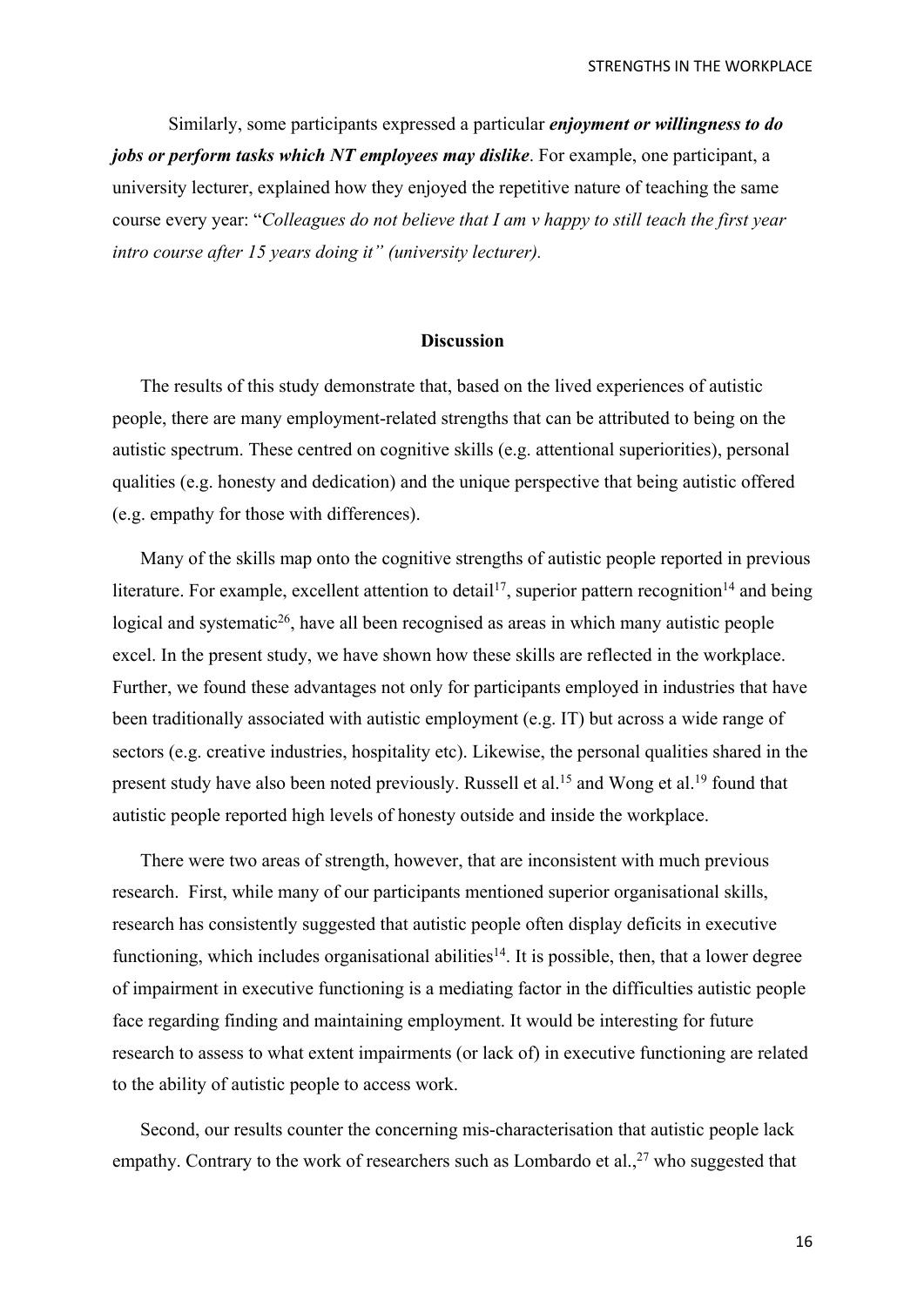Similarly, some participants expressed a particular ***enjoyment or willingness to do jobs or perform tasks which NT employees may dislike***. For example, one participant, a university lecturer, explained how they enjoyed the repetitive nature of teaching the same course every year: "*Colleagues do not believe that I am v happy to still teach the first year intro course after 15 years doing it" (university lecturer).*

## Discussion

The results of this study demonstrate that, based on the lived experiences of autistic people, there are many employment-related strengths that can be attributed to being on the autistic spectrum. These centred on cognitive skills (e.g. attentional superiorities), personal qualities (e.g. honesty and dedication) and the unique perspective that being autistic offered (e.g. empathy for those with differences).

Many of the skills map onto the cognitive strengths of autistic people reported in previous literature. For example, excellent attention to detail[17], superior pattern recognition[14] and being logical and systematic[26], have all been recognised as areas in which many autistic people excel. In the present study, we have shown how these skills are reflected in the workplace. Further, we found these advantages not only for participants employed in industries that have been traditionally associated with autistic employment (e.g. IT) but across a wide range of sectors (e.g. creative industries, hospitality etc). Likewise, the personal qualities shared in the present study have also been noted previously. Russell et al.[15] and Wong et al.[19] found that autistic people reported high levels of honesty outside and inside the workplace.

There were two areas of strength, however, that are inconsistent with much previous research. First, while many of our participants mentioned superior organisational skills, research has consistently suggested that autistic people often display deficits in executive functioning, which includes organisational abilities[14]. It is possible, then, that a lower degree of impairment in executive functioning is a mediating factor in the difficulties autistic people face regarding finding and maintaining employment. It would be interesting for future research to assess to what extent impairments (or lack of) in executive functioning are related to the ability of autistic people to access work.

Second, our results counter the concerning mis-characterisation that autistic people lack empathy. Contrary to the work of researchers such as Lombardo et al.,[27] who suggested that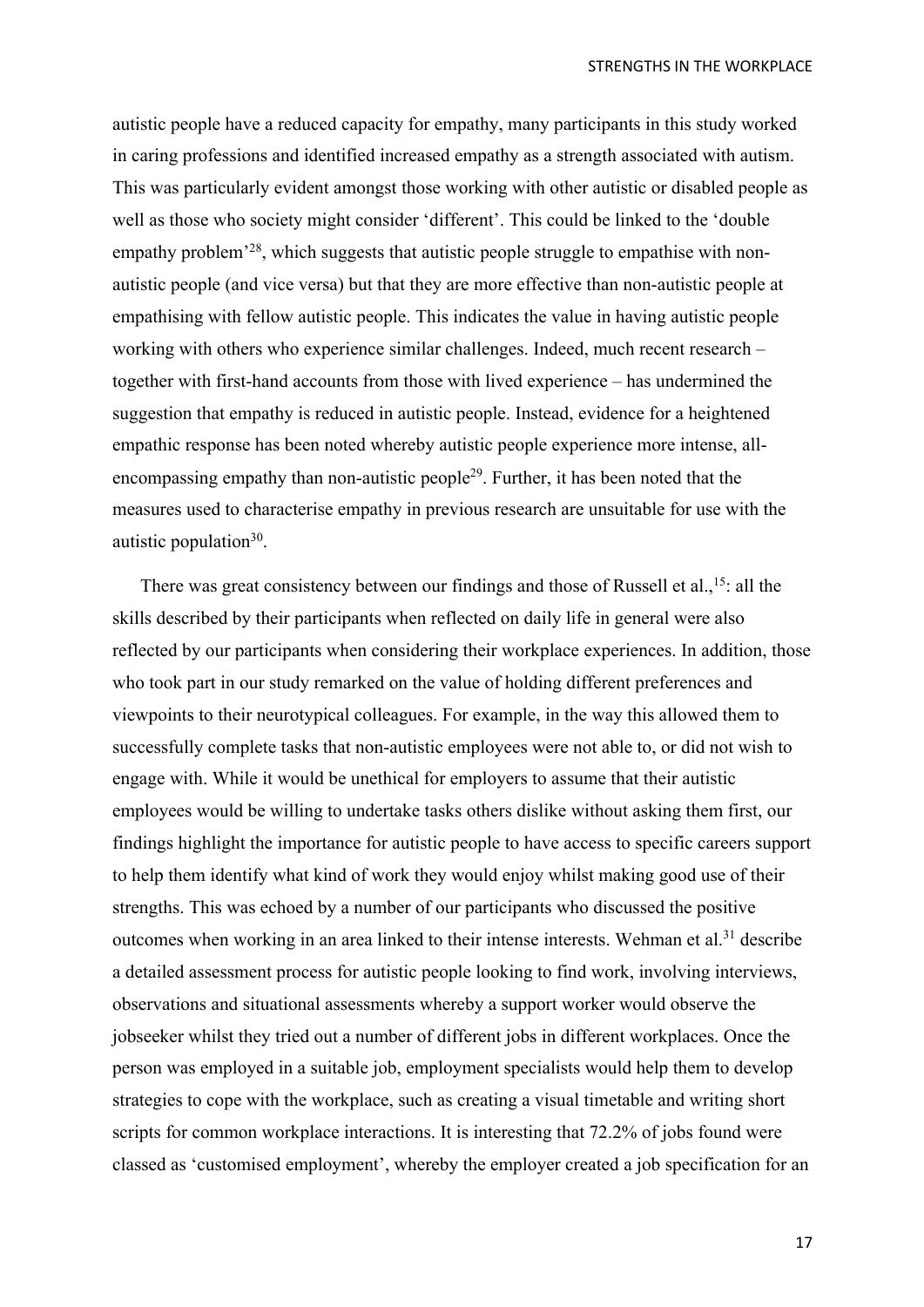autistic people have a reduced capacity for empathy, many participants in this study worked in caring professions and identified increased empathy as a strength associated with autism. This was particularly evident amongst those working with other autistic or disabled people as well as those who society might consider 'different'. This could be linked to the 'double empathy problem'[28], which suggests that autistic people struggle to empathise with non-autistic people (and vice versa) but that they are more effective than non-autistic people at empathising with fellow autistic people. This indicates the value in having autistic people working with others who experience similar challenges. Indeed, much recent research – together with first-hand accounts from those with lived experience – has undermined the suggestion that empathy is reduced in autistic people. Instead, evidence for a heightened empathic response has been noted whereby autistic people experience more intense, all-encompassing empathy than non-autistic people[29]. Further, it has been noted that the measures used to characterise empathy in previous research are unsuitable for use with the autistic population[30].

There was great consistency between our findings and those of Russell et al.,[15]: all the skills described by their participants when reflected on daily life in general were also reflected by our participants when considering their workplace experiences. In addition, those who took part in our study remarked on the value of holding different preferences and viewpoints to their neurotypical colleagues. For example, in the way this allowed them to successfully complete tasks that non-autistic employees were not able to, or did not wish to engage with. While it would be unethical for employers to assume that their autistic employees would be willing to undertake tasks others dislike without asking them first, our findings highlight the importance for autistic people to have access to specific careers support to help them identify what kind of work they would enjoy whilst making good use of their strengths. This was echoed by a number of our participants who discussed the positive outcomes when working in an area linked to their intense interests. Wehman et al.[31] describe a detailed assessment process for autistic people looking to find work, involving interviews, observations and situational assessments whereby a support worker would observe the jobseeker whilst they tried out a number of different jobs in different workplaces. Once the person was employed in a suitable job, employment specialists would help them to develop strategies to cope with the workplace, such as creating a visual timetable and writing short scripts for common workplace interactions. It is interesting that 72.2% of jobs found were classed as 'customised employment', whereby the employer created a job specification for an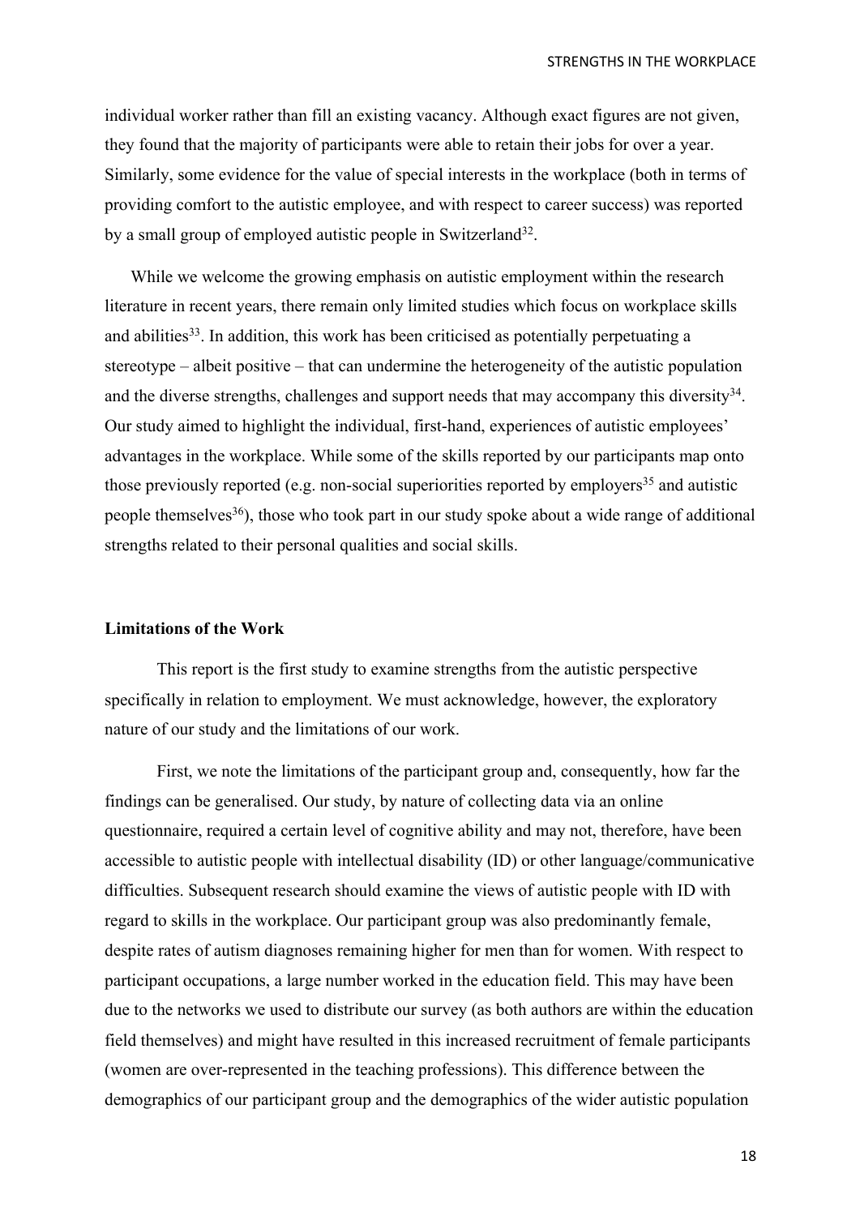individual worker rather than fill an existing vacancy. Although exact figures are not given, they found that the majority of participants were able to retain their jobs for over a year. Similarly, some evidence for the value of special interests in the workplace (both in terms of providing comfort to the autistic employee, and with respect to career success) was reported by a small group of employed autistic people in Switzerland[32].

While we welcome the growing emphasis on autistic employment within the research literature in recent years, there remain only limited studies which focus on workplace skills and abilities[33]. In addition, this work has been criticised as potentially perpetuating a stereotype – albeit positive – that can undermine the heterogeneity of the autistic population and the diverse strengths, challenges and support needs that may accompany this diversity[34]. Our study aimed to highlight the individual, first-hand, experiences of autistic employees' advantages in the workplace. While some of the skills reported by our participants map onto those previously reported (e.g. non-social superiorities reported by employers[35] and autistic people themselves[36]), those who took part in our study spoke about a wide range of additional strengths related to their personal qualities and social skills.

**Limitations of the Work**

This report is the first study to examine strengths from the autistic perspective specifically in relation to employment. We must acknowledge, however, the exploratory nature of our study and the limitations of our work.

First, we note the limitations of the participant group and, consequently, how far the findings can be generalised. Our study, by nature of collecting data via an online questionnaire, required a certain level of cognitive ability and may not, therefore, have been accessible to autistic people with intellectual disability (ID) or other language/communicative difficulties. Subsequent research should examine the views of autistic people with ID with regard to skills in the workplace. Our participant group was also predominantly female, despite rates of autism diagnoses remaining higher for men than for women. With respect to participant occupations, a large number worked in the education field. This may have been due to the networks we used to distribute our survey (as both authors are within the education field themselves) and might have resulted in this increased recruitment of female participants (women are over-represented in the teaching professions). This difference between the demographics of our participant group and the demographics of the wider autistic population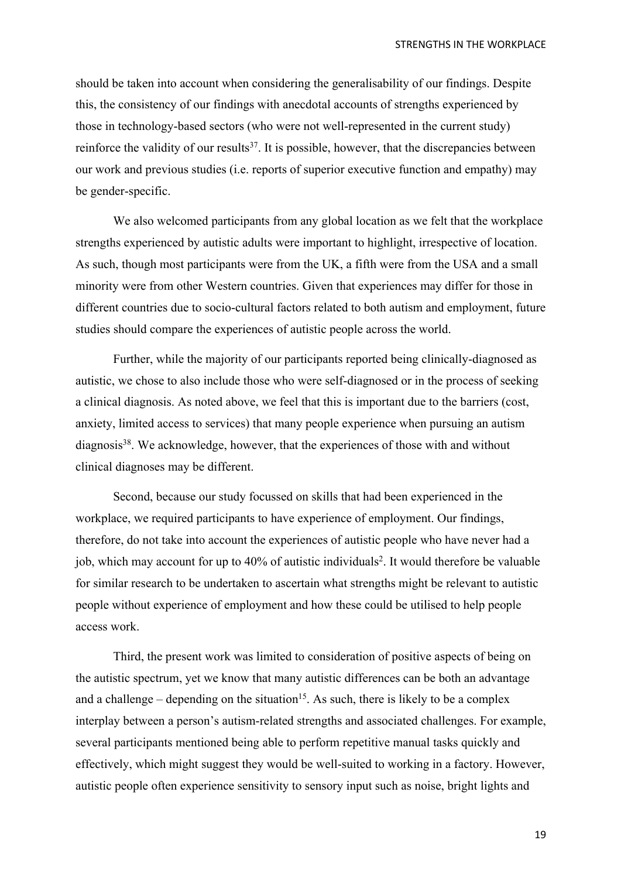should be taken into account when considering the generalisability of our findings. Despite this, the consistency of our findings with anecdotal accounts of strengths experienced by those in technology-based sectors (who were not well-represented in the current study) reinforce the validity of our results[37]. It is possible, however, that the discrepancies between our work and previous studies (i.e. reports of superior executive function and empathy) may be gender-specific.

We also welcomed participants from any global location as we felt that the workplace strengths experienced by autistic adults were important to highlight, irrespective of location. As such, though most participants were from the UK, a fifth were from the USA and a small minority were from other Western countries. Given that experiences may differ for those in different countries due to socio-cultural factors related to both autism and employment, future studies should compare the experiences of autistic people across the world.

Further, while the majority of our participants reported being clinically-diagnosed as autistic, we chose to also include those who were self-diagnosed or in the process of seeking a clinical diagnosis. As noted above, we feel that this is important due to the barriers (cost, anxiety, limited access to services) that many people experience when pursuing an autism diagnosis[38]. We acknowledge, however, that the experiences of those with and without clinical diagnoses may be different.

Second, because our study focussed on skills that had been experienced in the workplace, we required participants to have experience of employment. Our findings, therefore, do not take into account the experiences of autistic people who have never had a job, which may account for up to 40% of autistic individuals[2]. It would therefore be valuable for similar research to be undertaken to ascertain what strengths might be relevant to autistic people without experience of employment and how these could be utilised to help people access work.

Third, the present work was limited to consideration of positive aspects of being on the autistic spectrum, yet we know that many autistic differences can be both an advantage and a challenge – depending on the situation[15]. As such, there is likely to be a complex interplay between a person's autism-related strengths and associated challenges. For example, several participants mentioned being able to perform repetitive manual tasks quickly and effectively, which might suggest they would be well-suited to working in a factory. However, autistic people often experience sensitivity to sensory input such as noise, bright lights and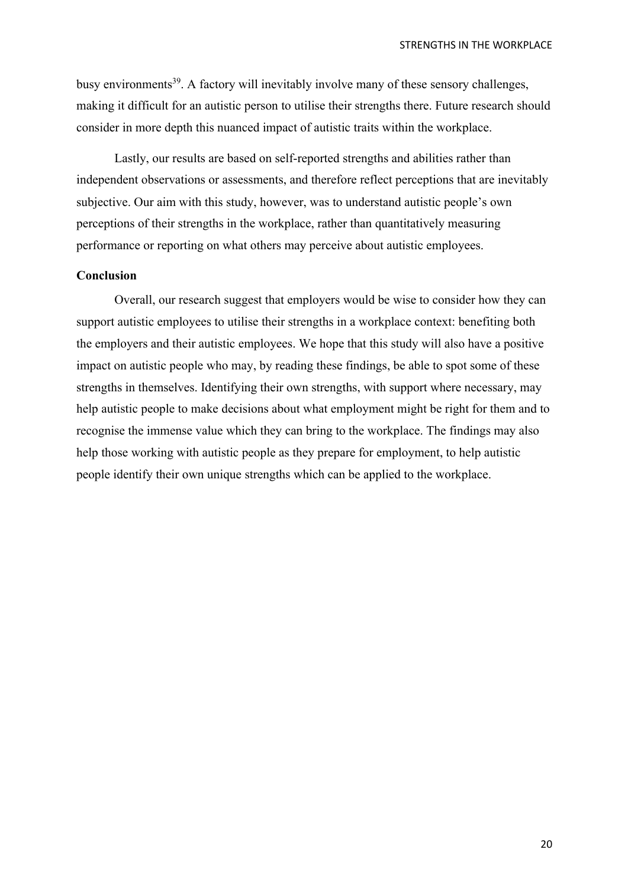busy environments[39]. A factory will inevitably involve many of these sensory challenges, making it difficult for an autistic person to utilise their strengths there. Future research should consider in more depth this nuanced impact of autistic traits within the workplace.

Lastly, our results are based on self-reported strengths and abilities rather than independent observations or assessments, and therefore reflect perceptions that are inevitably subjective. Our aim with this study, however, was to understand autistic people's own perceptions of their strengths in the workplace, rather than quantitatively measuring performance or reporting on what others may perceive about autistic employees.

**Conclusion**

Overall, our research suggest that employers would be wise to consider how they can support autistic employees to utilise their strengths in a workplace context: benefiting both the employers and their autistic employees. We hope that this study will also have a positive impact on autistic people who may, by reading these findings, be able to spot some of these strengths in themselves. Identifying their own strengths, with support where necessary, may help autistic people to make decisions about what employment might be right for them and to recognise the immense value which they can bring to the workplace. The findings may also help those working with autistic people as they prepare for employment, to help autistic people identify their own unique strengths which can be applied to the workplace.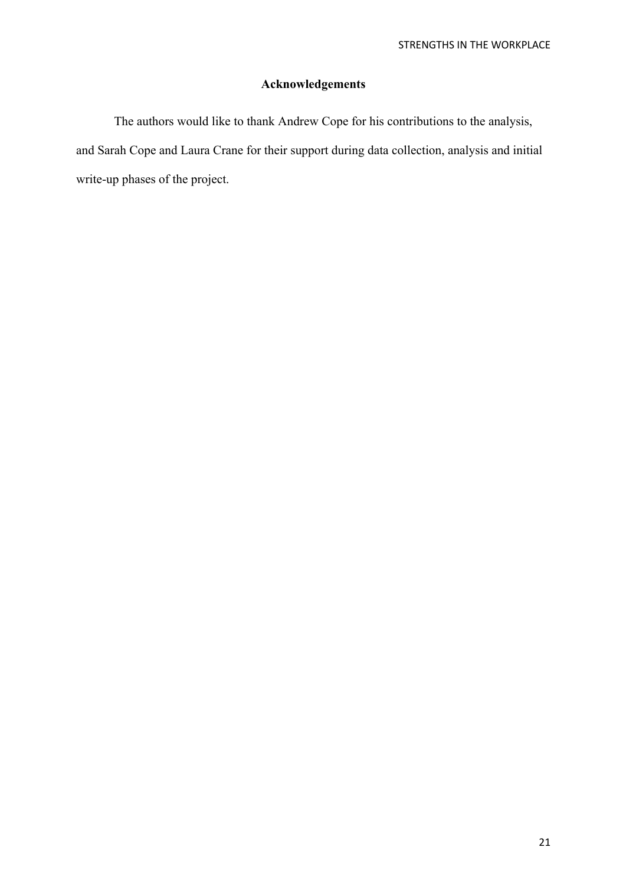## Acknowledgements

The authors would like to thank Andrew Cope for his contributions to the analysis, and Sarah Cope and Laura Crane for their support during data collection, analysis and initial write-up phases of the project.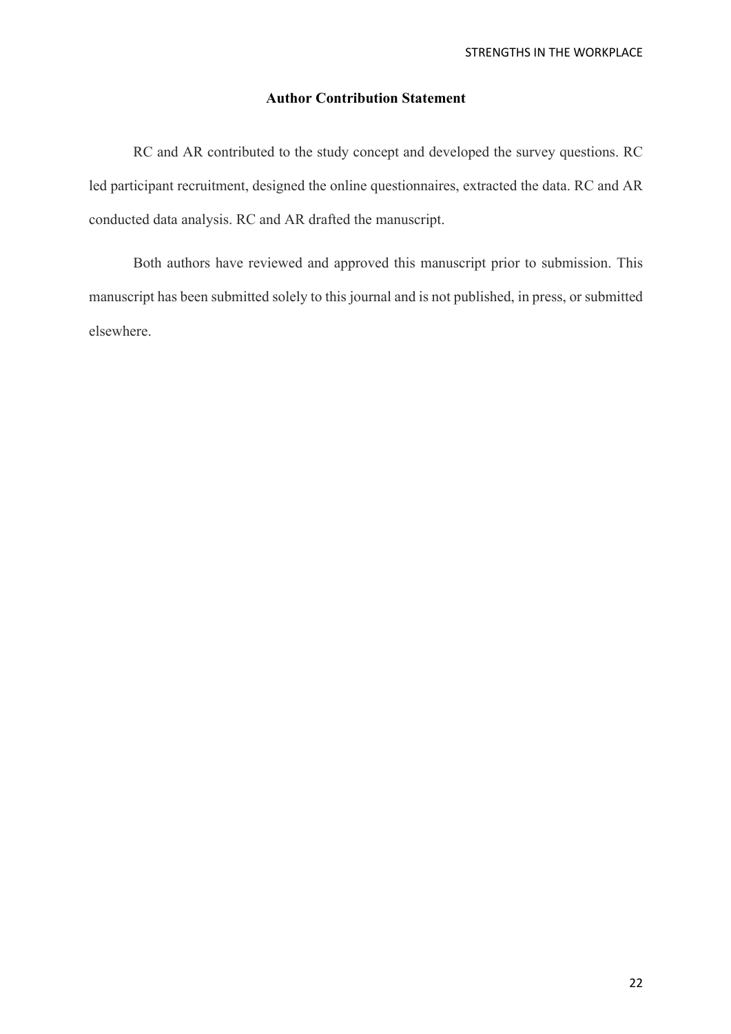## Author Contribution Statement

RC and AR contributed to the study concept and developed the survey questions. RC led participant recruitment, designed the online questionnaires, extracted the data. RC and AR conducted data analysis. RC and AR drafted the manuscript.

Both authors have reviewed and approved this manuscript prior to submission. This manuscript has been submitted solely to this journal and is not published, in press, or submitted elsewhere.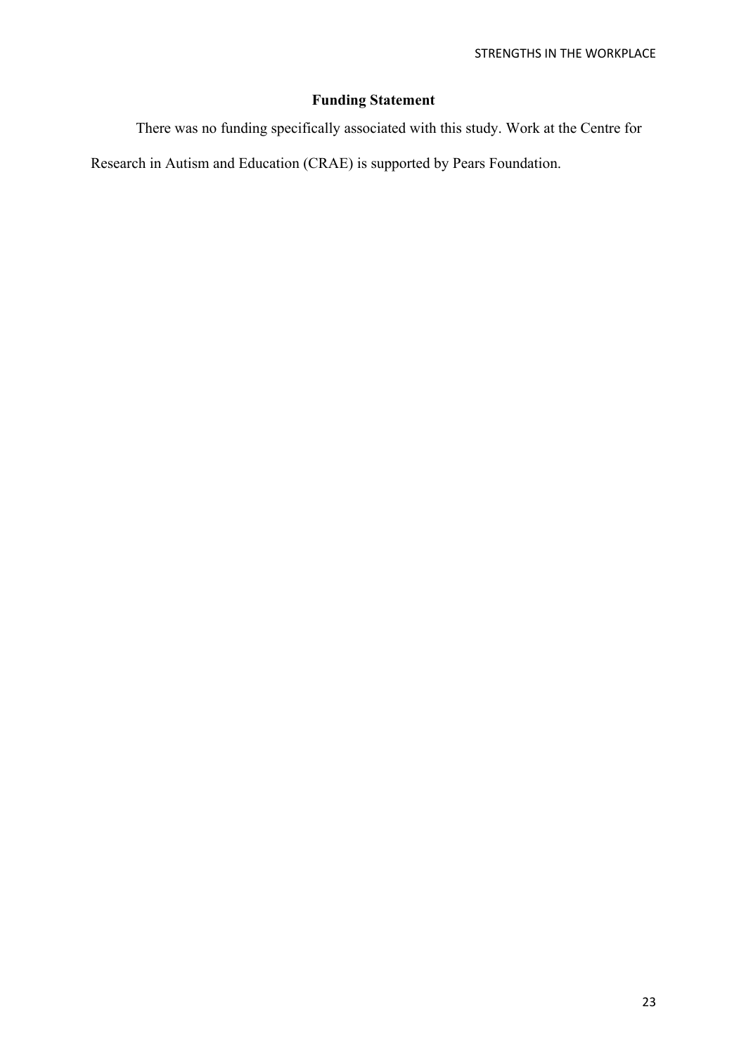## Funding Statement

There was no funding specifically associated with this study. Work at the Centre for Research in Autism and Education (CRAE) is supported by Pears Foundation.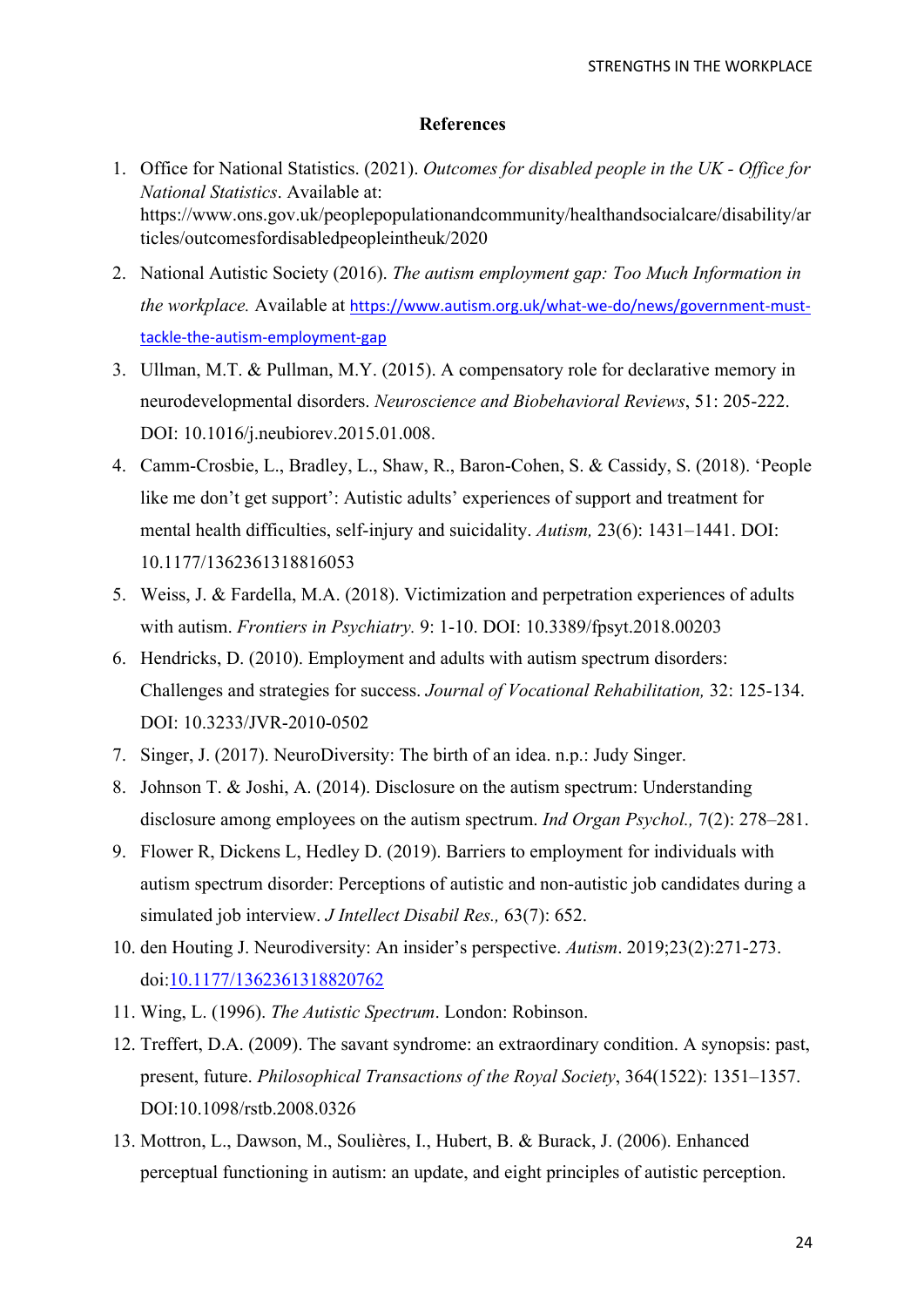**References**

1. Office for National Statistics. (2021). *Outcomes for disabled people in the UK - Office for National Statistics*. Available at: https://www.ons.gov.uk/peoplepopulationandcommunity/healthandsocialcare/disability/articles/outcomesfordisabledpeopleintheuk/2020
2. National Autistic Society (2016). *The autism employment gap: Too Much Information in the workplace.* Available at https://www.autism.org.uk/what-we-do/news/government-must-tackle-the-autism-employment-gap
3. Ullman, M.T. & Pullman, M.Y. (2015). A compensatory role for declarative memory in neurodevelopmental disorders. *Neuroscience and Biobehavioral Reviews*, 51: 205-222. DOI: 10.1016/j.neubiorev.2015.01.008.
4. Camm-Crosbie, L., Bradley, L., Shaw, R., Baron-Cohen, S. & Cassidy, S. (2018). 'People like me don't get support': Autistic adults' experiences of support and treatment for mental health difficulties, self-injury and suicidality. *Autism,* 23(6): 1431–1441. DOI: 10.1177/1362361318816053
5. Weiss, J. & Fardella, M.A. (2018). Victimization and perpetration experiences of adults with autism. *Frontiers in Psychiatry.* 9: 1-10. DOI: 10.3389/fpsyt.2018.00203
6. Hendricks, D. (2010). Employment and adults with autism spectrum disorders: Challenges and strategies for success. *Journal of Vocational Rehabilitation,* 32: 125-134. DOI: 10.3233/JVR-2010-0502
7. Singer, J. (2017). NeuroDiversity: The birth of an idea. n.p.: Judy Singer.
8. Johnson T. & Joshi, A. (2014). Disclosure on the autism spectrum: Understanding disclosure among employees on the autism spectrum. *Ind Organ Psychol.,* 7(2): 278–281.
9. Flower R, Dickens L, Hedley D. (2019). Barriers to employment for individuals with autism spectrum disorder: Perceptions of autistic and non-autistic job candidates during a simulated job interview. *J Intellect Disabil Res.,* 63(7): 652.
10. den Houting J. Neurodiversity: An insider's perspective. *Autism*. 2019;23(2):271-273. doi:10.1177/1362361318820762
11. Wing, L. (1996). *The Autistic Spectrum*. London: Robinson.
12. Treffert, D.A. (2009). The savant syndrome: an extraordinary condition. A synopsis: past, present, future. *Philosophical Transactions of the Royal Society*, 364(1522): 1351–1357. DOI:10.1098/rstb.2008.0326
13. Mottron, L., Dawson, M., Soulières, I., Hubert, B. & Burack, J. (2006). Enhanced perceptual functioning in autism: an update, and eight principles of autistic perception.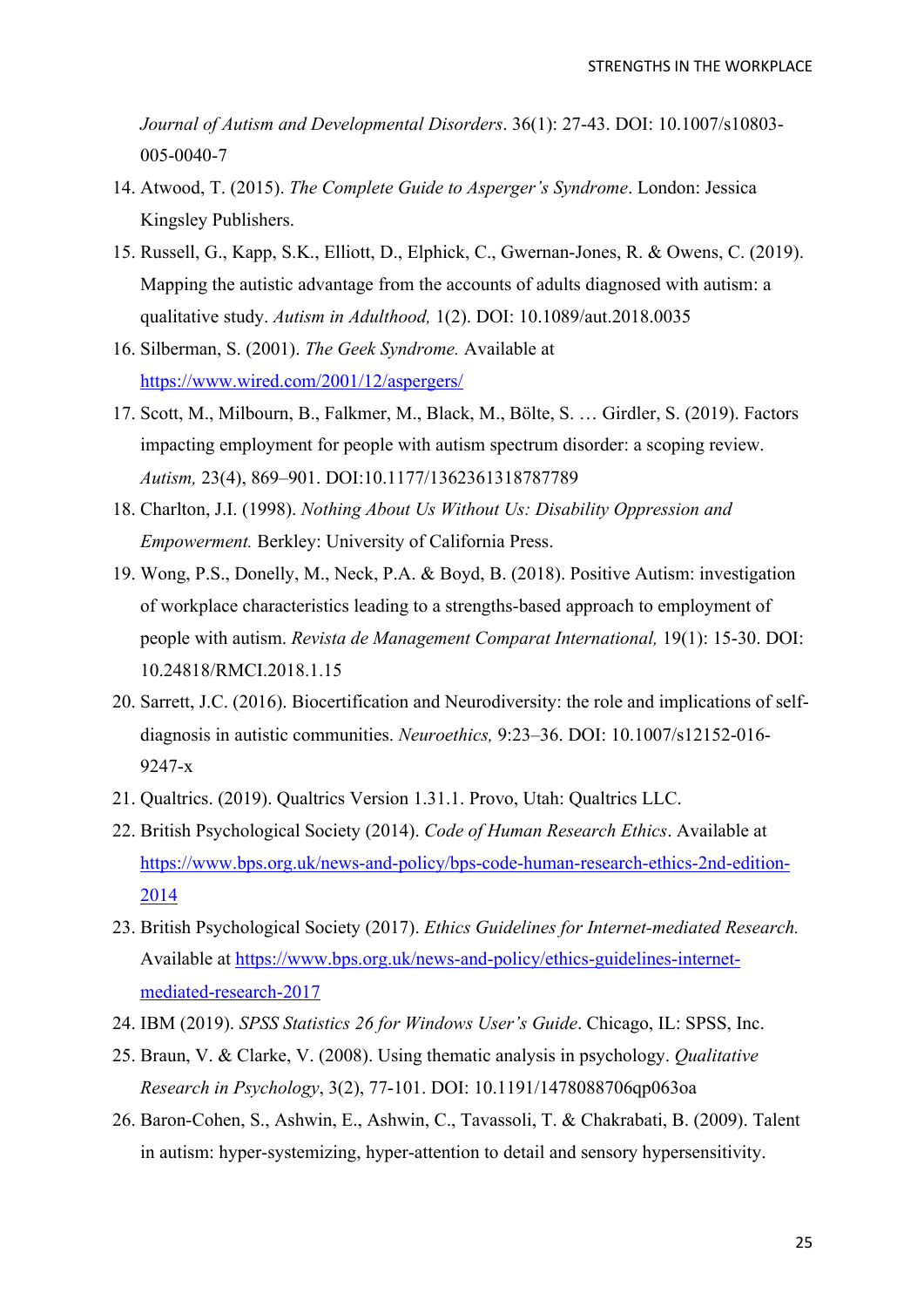*Journal of Autism and Developmental Disorders*. 36(1): 27-43. DOI: 10.1007/s10803-005-0040-7

14. Atwood, T. (2015). *The Complete Guide to Asperger's Syndrome*. London: Jessica Kingsley Publishers.
15. Russell, G., Kapp, S.K., Elliott, D., Elphick, C., Gwernan-Jones, R. & Owens, C. (2019). Mapping the autistic advantage from the accounts of adults diagnosed with autism: a qualitative study. *Autism in Adulthood,* 1(2). DOI: 10.1089/aut.2018.0035
16. Silberman, S. (2001). *The Geek Syndrome.* Available at https://www.wired.com/2001/12/aspergers/
17. Scott, M., Milbourn, B., Falkmer, M., Black, M., Bölte, S. … Girdler, S. (2019). Factors impacting employment for people with autism spectrum disorder: a scoping review. *Autism,* 23(4), 869–901. DOI:10.1177/1362361318787789
18. Charlton, J.I. (1998). *Nothing About Us Without Us: Disability Oppression and Empowerment.* Berkley: University of California Press.
19. Wong, P.S., Donelly, M., Neck, P.A. & Boyd, B. (2018). Positive Autism: investigation of workplace characteristics leading to a strengths-based approach to employment of people with autism. *Revista de Management Comparat International,* 19(1): 15-30. DOI: 10.24818/RMCI.2018.1.15
20. Sarrett, J.C. (2016). Biocertification and Neurodiversity: the role and implications of self-diagnosis in autistic communities. *Neuroethics,* 9:23–36. DOI: 10.1007/s12152-016-9247-x
21. Qualtrics. (2019). Qualtrics Version 1.31.1. Provo, Utah: Qualtrics LLC.
22. British Psychological Society (2014). *Code of Human Research Ethics*. Available at https://www.bps.org.uk/news-and-policy/bps-code-human-research-ethics-2nd-edition-2014
23. British Psychological Society (2017). *Ethics Guidelines for Internet-mediated Research.* Available at https://www.bps.org.uk/news-and-policy/ethics-guidelines-internet-mediated-research-2017
24. IBM (2019). *SPSS Statistics 26 for Windows User's Guide*. Chicago, IL: SPSS, Inc.
25. Braun, V. & Clarke, V. (2008). Using thematic analysis in psychology. *Qualitative Research in Psychology*, 3(2), 77-101. DOI: 10.1191/1478088706qp063oa
26. Baron-Cohen, S., Ashwin, E., Ashwin, C., Tavassoli, T. & Chakrabati, B. (2009). Talent in autism: hyper-systemizing, hyper-attention to detail and sensory hypersensitivity.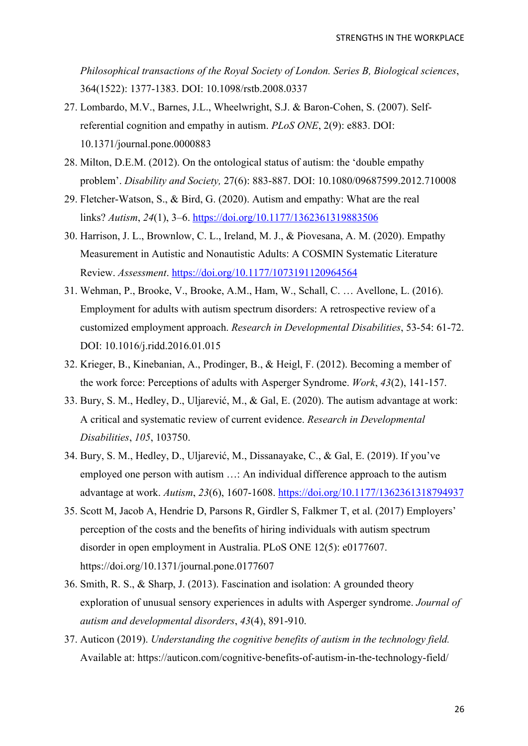*Philosophical transactions of the Royal Society of London. Series B, Biological sciences*, 364(1522): 1377-1383. DOI: 10.1098/rstb.2008.0337

27. Lombardo, M.V., Barnes, J.L., Wheelwright, S.J. & Baron-Cohen, S. (2007). Self-referential cognition and empathy in autism. *PLoS ONE*, 2(9): e883. DOI: 10.1371/journal.pone.0000883
28. Milton, D.E.M. (2012). On the ontological status of autism: the 'double empathy problem'. *Disability and Society,* 27(6): 883-887. DOI: 10.1080/09687599.2012.710008
29. Fletcher-Watson, S., & Bird, G. (2020). Autism and empathy: What are the real links? *Autism*, *24*(1), 3–6. https://doi.org/10.1177/1362361319883506
30. Harrison, J. L., Brownlow, C. L., Ireland, M. J., & Piovesana, A. M. (2020). Empathy Measurement in Autistic and Nonautistic Adults: A COSMIN Systematic Literature Review. *Assessment*. https://doi.org/10.1177/1073191120964564
31. Wehman, P., Brooke, V., Brooke, A.M., Ham, W., Schall, C. … Avellone, L. (2016). Employment for adults with autism spectrum disorders: A retrospective review of a customized employment approach. *Research in Developmental Disabilities*, 53-54: 61-72. DOI: 10.1016/j.ridd.2016.01.015
32. Krieger, B., Kinebanian, A., Prodinger, B., & Heigl, F. (2012). Becoming a member of the work force: Perceptions of adults with Asperger Syndrome. *Work*, *43*(2), 141-157.
33. Bury, S. M., Hedley, D., Uljarević, M., & Gal, E. (2020). The autism advantage at work: A critical and systematic review of current evidence. *Research in Developmental Disabilities*, *105*, 103750.
34. Bury, S. M., Hedley, D., Uljarević, M., Dissanayake, C., & Gal, E. (2019). If you've employed one person with autism …: An individual difference approach to the autism advantage at work. *Autism*, *23*(6), 1607-1608. https://doi.org/10.1177/1362361318794937
35. Scott M, Jacob A, Hendrie D, Parsons R, Girdler S, Falkmer T, et al. (2017) Employers' perception of the costs and the benefits of hiring individuals with autism spectrum disorder in open employment in Australia. PLoS ONE 12(5): e0177607. https://doi.org/10.1371/journal.pone.0177607
36. Smith, R. S., & Sharp, J. (2013). Fascination and isolation: A grounded theory exploration of unusual sensory experiences in adults with Asperger syndrome. *Journal of autism and developmental disorders*, *43*(4), 891-910.
37. Auticon (2019). *Understanding the cognitive benefits of autism in the technology field.* Available at: https://auticon.com/cognitive-benefits-of-autism-in-the-technology-field/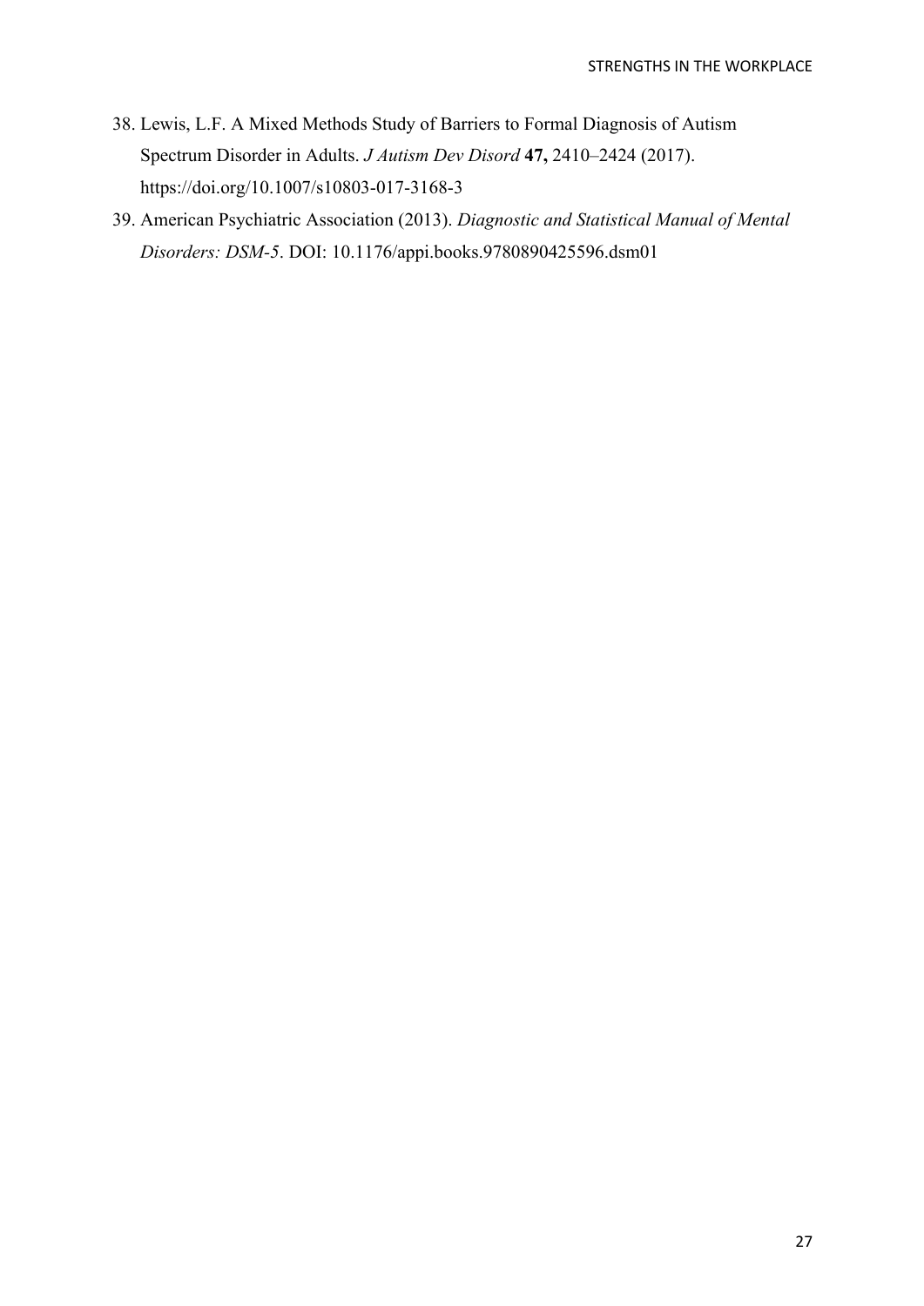38. Lewis, L.F. A Mixed Methods Study of Barriers to Formal Diagnosis of Autism Spectrum Disorder in Adults. *J Autism Dev Disord* **47,** 2410–2424 (2017). https://doi.org/10.1007/s10803-017-3168-3
39. American Psychiatric Association (2013). *Diagnostic and Statistical Manual of Mental Disorders: DSM-5*. DOI: 10.1176/appi.books.9780890425596.dsm01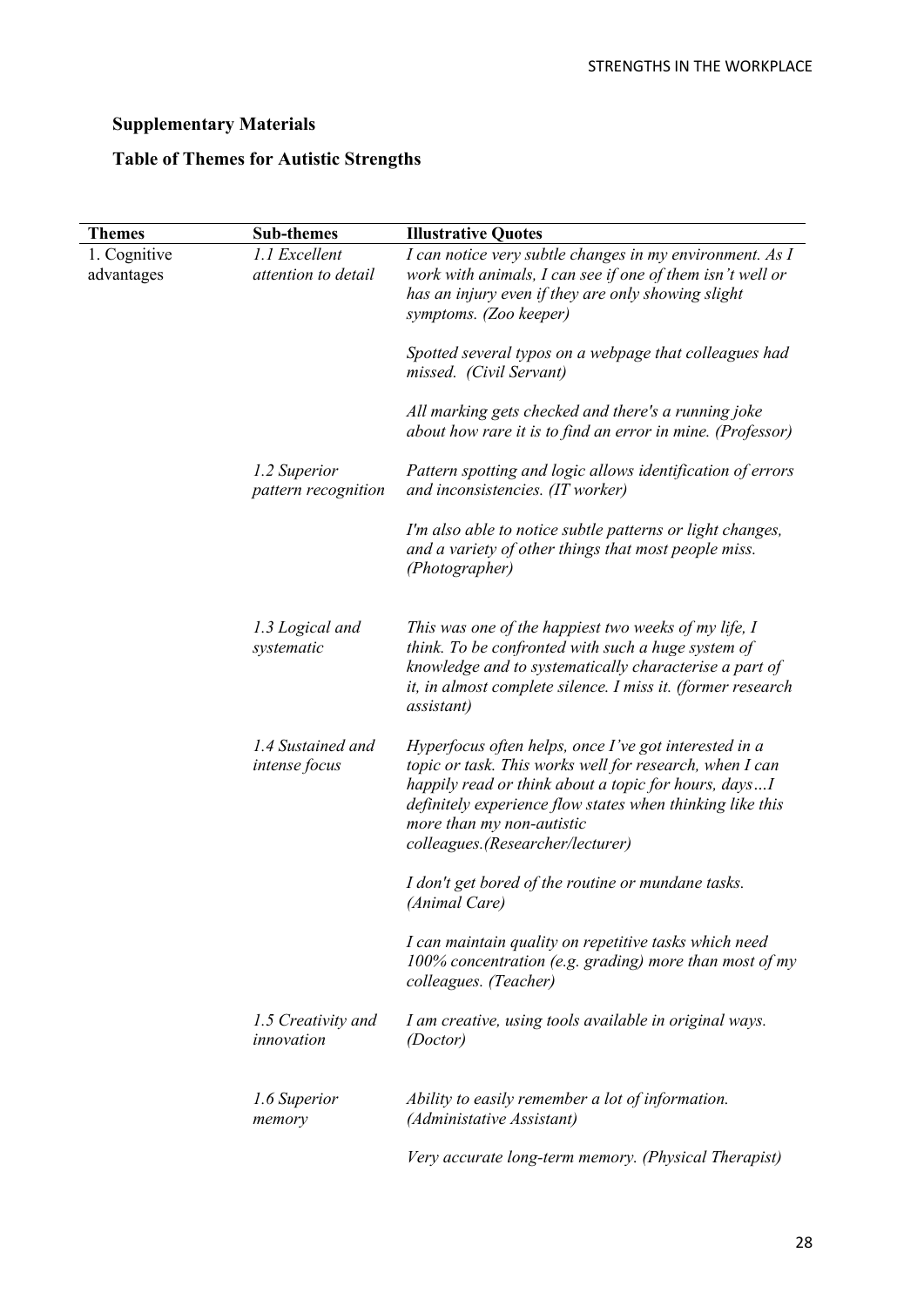**Supplementary Materials**

**Table of Themes for Autistic Strengths**

| **Themes** | **Sub-themes** | **Illustrative Quotes** |
|---|---|---|
| 1. Cognitive advantages | *1.1 Excellent attention to detail* | *I can notice very subtle changes in my environment. As I work with animals, I can see if one of them isn't well or has an injury even if they are only showing slight symptoms. (Zoo keeper)* |
| | | *Spotted several typos on a webpage that colleagues had missed. (Civil Servant)* |
| | | *All marking gets checked and there's a running joke about how rare it is to find an error in mine. (Professor)* |
| | *1.2 Superior pattern recognition* | *Pattern spotting and logic allows identification of errors and inconsistencies. (IT worker)* |
| | | *I'm also able to notice subtle patterns or light changes, and a variety of other things that most people miss. (Photographer)* |
| | *1.3 Logical and systematic* | *This was one of the happiest two weeks of my life, I think. To be confronted with such a huge system of knowledge and to systematically characterise a part of it, in almost complete silence. I miss it. (former research assistant)* |
| | *1.4 Sustained and intense focus* | *Hyperfocus often helps, once I've got interested in a topic or task. This works well for research, when I can happily read or think about a topic for hours, days…I definitely experience flow states when thinking like this more than my non-autistic colleagues.(Researcher/lecturer)* |
| | | *I don't get bored of the routine or mundane tasks. (Animal Care)* |
| | | *I can maintain quality on repetitive tasks which need 100% concentration (e.g. grading) more than most of my colleagues. (Teacher)* |
| | *1.5 Creativity and innovation* | *I am creative, using tools available in original ways. (Doctor)* |
| | *1.6 Superior memory* | *Ability to easily remember a lot of information. (Administative Assistant)* |
| | | *Very accurate long-term memory. (Physical Therapist)* |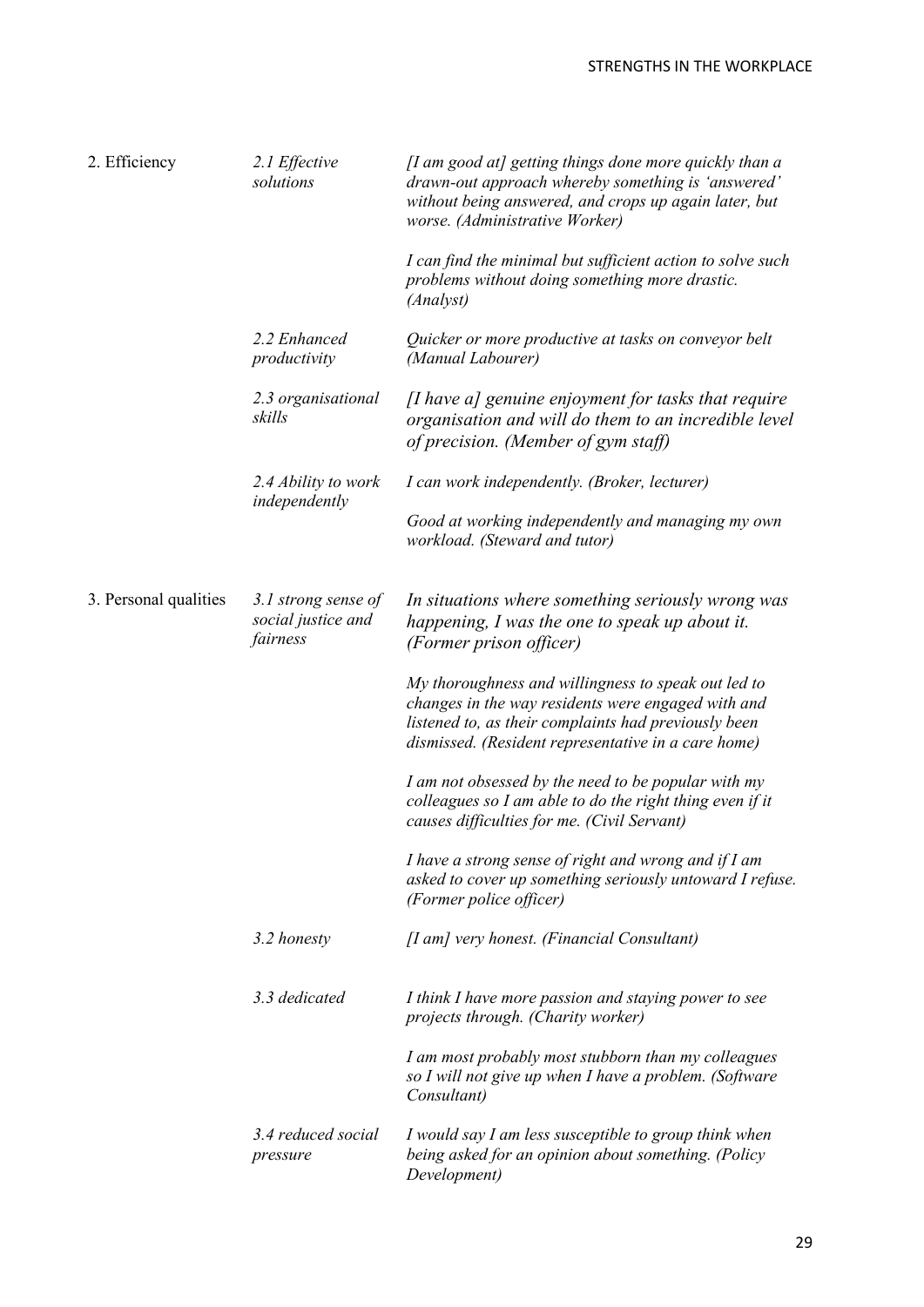| | | |
|---|---|---|
| 2. Efficiency | *2.1 Effective solutions* | *[I am good at] getting things done more quickly than a drawn-out approach whereby something is 'answered' without being answered, and crops up again later, but worse. (Administrative Worker)* |
| | | *I can find the minimal but sufficient action to solve such problems without doing something more drastic. (Analyst)* |
| | *2.2 Enhanced productivity* | *Quicker or more productive at tasks on conveyor belt (Manual Labourer)* |
| | *2.3 organisational skills* | *[I have a] genuine enjoyment for tasks that require organisation and will do them to an incredible level of precision. (Member of gym staff)* |
| | *2.4 Ability to work independently* | *I can work independently. (Broker, lecturer)* |
| | | *Good at working independently and managing my own workload. (Steward and tutor)* |
| 3. Personal qualities | *3.1 strong sense of social justice and fairness* | *In situations where something seriously wrong was happening, I was the one to speak up about it. (Former prison officer)* |
| | | *My thoroughness and willingness to speak out led to changes in the way residents were engaged with and listened to, as their complaints had previously been dismissed. (Resident representative in a care home)* |
| | | *I am not obsessed by the need to be popular with my colleagues so I am able to do the right thing even if it causes difficulties for me. (Civil Servant)* |
| | | *I have a strong sense of right and wrong and if I am asked to cover up something seriously untoward I refuse. (Former police officer)* |
| | *3.2 honesty* | *[I am] very honest. (Financial Consultant)* |
| | *3.3 dedicated* | *I think I have more passion and staying power to see projects through. (Charity worker)* |
| | | *I am most probably most stubborn than my colleagues so I will not give up when I have a problem. (Software Consultant)* |
| | *3.4 reduced social pressure* | *I would say I am less susceptible to group think when being asked for an opinion about something. (Policy Development)* |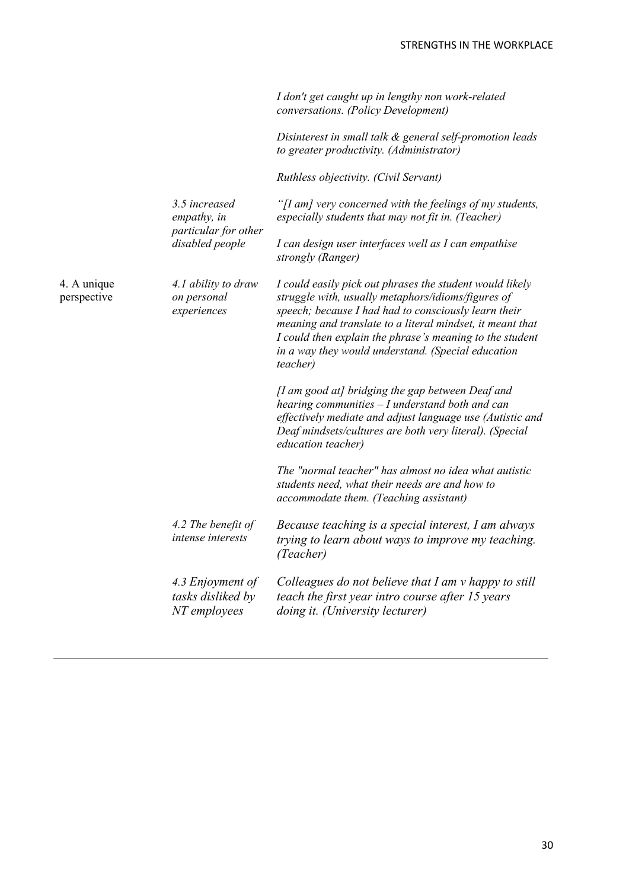| | | |
|---|---|---|
| | | *I don't get caught up in lengthy non work-related conversations. (Policy Development)* |
| | | *Disinterest in small talk & general self-promotion leads to greater productivity. (Administrator)* |
| | | *Ruthless objectivity. (Civil Servant)* |
| | *3.5 increased empathy, in particular for other disabled people* | *"[I am] very concerned with the feelings of my students, especially students that may not fit in. (Teacher)* |
| | | *I can design user interfaces well as I can empathise strongly (Ranger)* |
| 4. A unique perspective | *4.1 ability to draw on personal experiences* | *I could easily pick out phrases the student would likely struggle with, usually metaphors/idioms/figures of speech; because I had had to consciously learn their meaning and translate to a literal mindset, it meant that I could then explain the phrase's meaning to the student in a way they would understand. (Special education teacher)* |
| | | *[I am good at] bridging the gap between Deaf and hearing communities – I understand both and can effectively mediate and adjust language use (Autistic and Deaf mindsets/cultures are both very literal). (Special education teacher)* |
| | | *The "normal teacher" has almost no idea what autistic students need, what their needs are and how to accommodate them. (Teaching assistant)* |
| | *4.2 The benefit of intense interests* | *Because teaching is a special interest, I am always trying to learn about ways to improve my teaching. (Teacher)* |
| | *4.3 Enjoyment of tasks disliked by NT employees* | *Colleagues do not believe that I am v happy to still teach the first year intro course after 15 years doing it. (University lecturer)* |